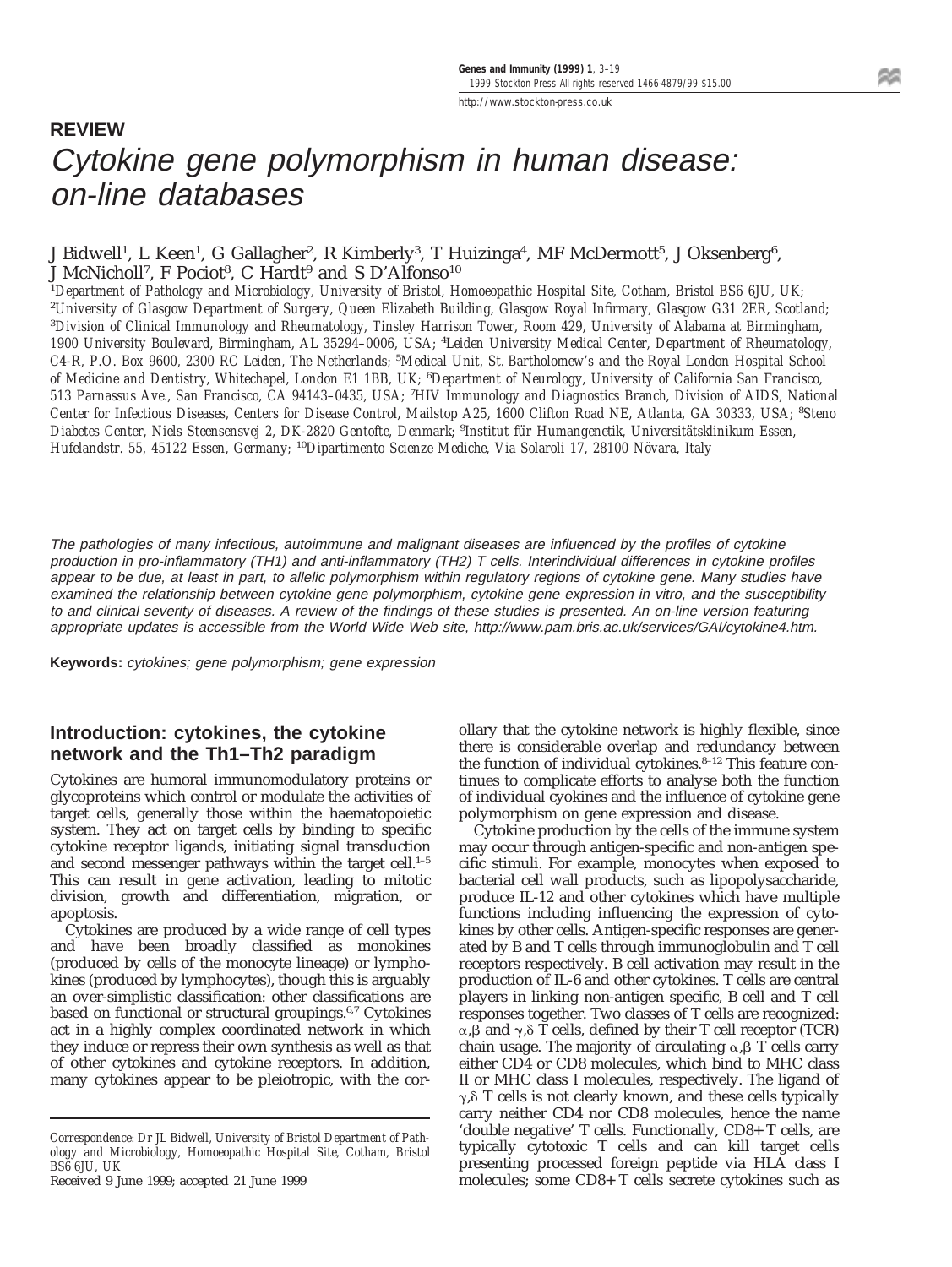## REVIEW

# *Cytokine gene polymorphism in human disease: on-line databases*

J Bidwell[1], L Keen[1], G Gallagher[2], R Kimberly[3], T Huizinga[4], MF McDermott[5], J Oksenberg[6], J McNicholl[7], F Pociot[8], C Hardt[9] and S D'Alfonso[10]

[1]*Department of Pathology and Microbiology, University of Bristol, Homoeopathic Hospital Site, Cotham, Bristol BS6 6JU, UK;* [2]*University of Glasgow Department of Surgery, Queen Elizabeth Building, Glasgow Royal Infirmary, Glasgow G31 2ER, Scotland;* [3]*Division of Clinical Immunology and Rheumatology, Tinsley Harrison Tower, Room 429, University of Alabama at Birmingham, 1900 University Boulevard, Birmingham, AL 35294–0006, USA;* [4]*Leiden University Medical Center, Department of Rheumatology, C4-R, P.O. Box 9600, 2300 RC Leiden, The Netherlands;* [5]*Medical Unit, St. Bartholomew's and the Royal London Hospital School of Medicine and Dentistry, Whitechapel, London E1 1BB, UK;* [6]*Department of Neurology, University of California San Francisco, 513 Parnassus Ave., San Francisco, CA 94143–0435, USA;* [7]*HIV Immunology and Diagnostics Branch, Division of AIDS, National Center for Infectious Diseases, Centers for Disease Control, Mailstop A25, 1600 Clifton Road NE, Atlanta, GA 30333, USA;* [8]*Steno Diabetes Center, Niels Steensensvej 2, DK-2820 Gentofte, Denmark;* [9]*Institut für Humangenetik, Universitätsklinikum Essen, Hufelandstr. 55, 45122 Essen, Germany;* [10]*Dipartimento Scienze Mediche, Via Solaroli 17, 28100 Növara, Italy*

*The pathologies of many infectious, autoimmune and malignant diseases are influenced by the profiles of cytokine production in pro-inflammatory (TH1) and anti-inflammatory (TH2) T cells. Interindividual differences in cytokine profiles appear to be due, at least in part, to allelic polymorphism within regulatory regions of cytokine gene. Many studies have examined the relationship between cytokine gene polymorphism, cytokine gene expression in vitro, and the susceptibility to and clinical severity of diseases. A review of the findings of these studies is presented. An on-line version featuring appropriate updates is accessible from the World Wide Web site, http://www.pam.bris.ac.uk/services/GAI/cytokine4.htm.*

**Keywords:** *cytokines; gene polymorphism; gene expression*

## Introduction: cytokines, the cytokine network and the Th1–Th2 paradigm

Cytokines are humoral immunomodulatory proteins or glycoproteins which control or modulate the activities of target cells, generally those within the haematopoietic system. They act on target cells by binding to specific cytokine receptor ligands, initiating signal transduction and second messenger pathways within the target cell.[1–5] This can result in gene activation, leading to mitotic division, growth and differentiation, migration, or apoptosis.

Cytokines are produced by a wide range of cell types and have been broadly classified as monokines (produced by cells of the monocyte lineage) or lymphokines (produced by lymphocytes), though this is arguably an over-simplistic classification: other classifications are based on functional or structural groupings.[6,7] Cytokines act in a highly complex coordinated network in which they induce or repress their own synthesis as well as that of other cytokines and cytokine receptors. In addition, many cytokines appear to be pleiotropic, with the corollary that the cytokine network is highly flexible, since there is considerable overlap and redundancy between the function of individual cytokines.[8–12] This feature continues to complicate efforts to analyse both the function of individual cyokines and the influence of cytokine gene polymorphism on gene expression and disease.

Cytokine production by the cells of the immune system may occur through antigen-specific and non-antigen specific stimuli. For example, monocytes when exposed to bacterial cell wall products, such as lipopolysaccharide, produce IL-12 and other cytokines which have multiple functions including influencing the expression of cytokines by other cells. Antigen-specific responses are generated by B and T cells through immunoglobulin and T cell receptors respectively. B cell activation may result in the production of IL-6 and other cytokines. T cells are central players in linking non-antigen specific, B cell and T cell responses together. Two classes of T cells are recognized: $\alpha,\beta$ and $\gamma,\delta$ T cells, defined by their T cell receptor (TCR) chain usage. The majority of circulating $\alpha,\beta$ T cells carry either CD4 or CD8 molecules, which bind to MHC class II or MHC class I molecules, respectively. The ligand of $\gamma,\delta$ T cells is not clearly known, and these cells typically carry neither CD4 nor CD8 molecules, hence the name 'double negative' T cells. Functionally, CD8+ T cells, are typically cytotoxic T cells and can kill target cells presenting processed foreign peptide via HLA class I molecules; some CD8+ T cells secrete cytokines such as

---

Correspondence: Dr JL Bidwell, University of Bristol Department of Pathology and Microbiology, Homoeopathic Hospital Site, Cotham, Bristol BS6 6JU, UK

Received 9 June 1999; accepted 21 June 1999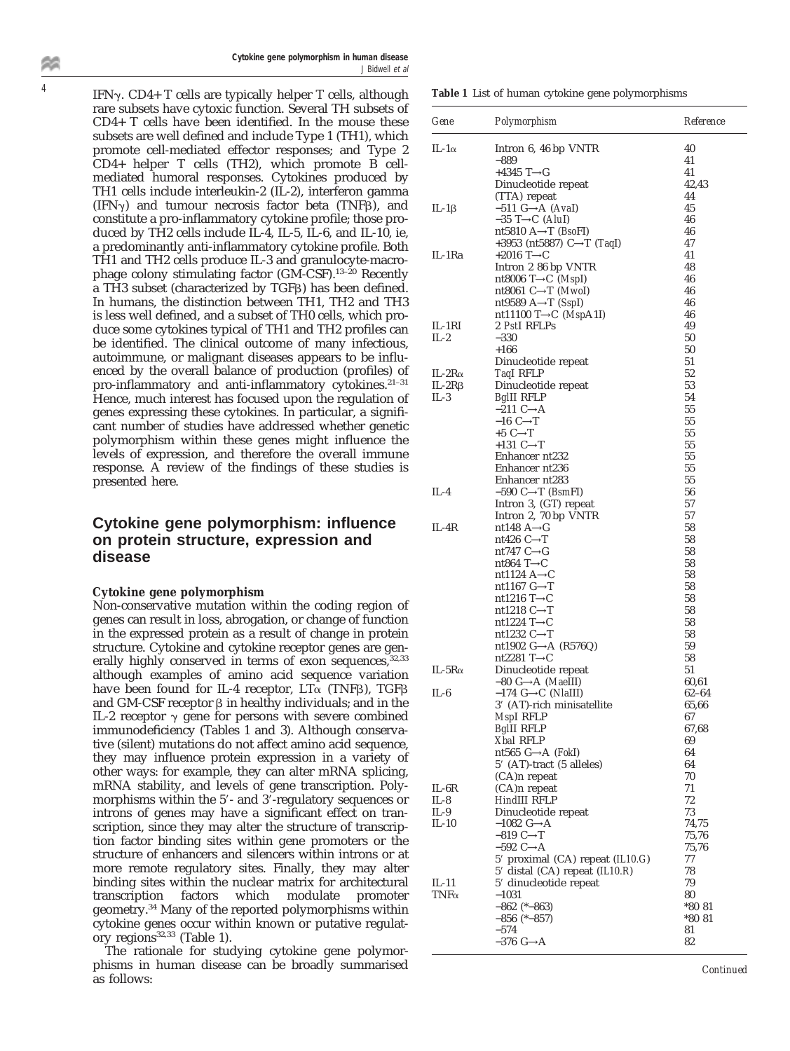IFNγ. CD4+ T cells are typically helper T cells, although rare subsets have cytoxic function. Several TH subsets of CD4+ T cells have been identified. In the mouse these subsets are well defined and include Type 1 (TH1), which promote cell-mediated effector responses; and Type 2 CD4+ helper T cells (TH2), which promote B cell-mediated humoral responses. Cytokines produced by TH1 cells include interleukin-2 (IL-2), interferon gamma (IFNγ) and tumour necrosis factor beta (TNFβ), and constitute a pro-inflammatory cytokine profile; those produced by TH2 cells include IL-4, IL-5, IL-6, and IL-10, ie, a predominantly anti-inflammatory cytokine profile. Both TH1 and TH2 cells produce IL-3 and granulocyte-macrophage colony stimulating factor (GM-CSF).[13–20] Recently a TH3 subset (characterized by TGFβ) has been defined. In humans, the distinction between TH1, TH2 and TH3 is less well defined, and a subset of TH0 cells, which produce some cytokines typical of TH1 and TH2 profiles can be identified. The clinical outcome of many infectious, autoimmune, or malignant diseases appears to be influenced by the overall balance of production (profiles) of pro-inflammatory and anti-inflammatory cytokines.[21–31] Hence, much interest has focused upon the regulation of genes expressing these cytokines. In particular, a significant number of studies have addressed whether genetic polymorphism within these genes might influence the levels of expression, and therefore the overall immune response. A review of the findings of these studies is presented here.

## Cytokine gene polymorphism: influence on protein structure, expression and disease

### Cytokine gene polymorphism

Non-conservative mutation within the coding region of genes can result in loss, abrogation, or change of function in the expressed protein as a result of change in protein structure. Cytokine and cytokine receptor genes are generally highly conserved in terms of exon sequences,[32,33] although examples of amino acid sequence variation have been found for IL-4 receptor, LTα (TNFβ), TGFβ and GM-CSF receptor β in healthy individuals; and in the IL-2 receptor γ gene for persons with severe combined immunodeficiency (Tables 1 and 3). Although conservative (silent) mutations do not affect amino acid sequence, they may influence protein expression in a variety of other ways: for example, they can alter mRNA splicing, mRNA stability, and levels of gene transcription. Polymorphisms within the 5′- and 3′-regulatory sequences or introns of genes may have a significant effect on transcription, since they may alter the structure of transcription factor binding sites within gene promoters or the structure of enhancers and silencers within introns or at more remote regulatory sites. Finally, they may alter binding sites within the nuclear matrix for architectural transcription factors which modulate promoter geometry.[34] Many of the reported polymorphisms within cytokine genes occur within known or putative regulatory regions[32,33] (Table 1).

The rationale for studying cytokine gene polymorphisms in human disease can be broadly summarised as follows:

**Table 1** List of human cytokine gene polymorphisms

| Gene | Polymorphism | Reference |
|---|---|---|
| IL-1α | Intron 6, 46 bp VNTR | 40 |
| | −889 | 41 |
| | +4345 T→G | 41 |
| | Dinucleotide repeat | 42,43 |
| | (TTA) repeat | 44 |
| IL-1β | −511 G→A (*AvaI*) | 45 |
| | −35 T→C (*AluI*) | 46 |
| | nt5810 A→T (*BsoFI*) | 46 |
| | +3953 (nt5887) C→T (*TaqI*) | 47 |
| IL-1Ra | +2016 T→C | 41 |
| | Intron 2 86 bp VNTR | 48 |
| | nt8006 T→C (*MspI*) | 46 |
| | nt8061 C→T (*MwoI*) | 46 |
| | nt9589 A→T (*SspI*) | 46 |
| | nt11100 T→C (*MspA1I*) | 46 |
| IL-1RI | 2 *PstI* RFLPs | 49 |
| IL-2 | −330 | 50 |
| | +166 | 50 |
| | Dinucleotide repeat | 51 |
| IL-2Rα | *TaqI* RFLP | 52 |
| IL-2Rβ | Dinucleotide repeat | 53 |
| IL-3 | *BglII* RFLP | 54 |
| | −211 C→A | 55 |
| | −16 C→T | 55 |
| | +5 C→T | 55 |
| | +131 C→T | 55 |
| | Enhancer nt232 | 55 |
| | Enhancer nt236 | 55 |
| | Enhancer nt283 | 55 |
| IL-4 | −590 C→T (*BsmFI*) | 56 |
| | Intron 3, (GT) repeat | 57 |
| | Intron 2, 70 bp VNTR | 57 |
| IL-4R | nt148 A→G | 58 |
| | nt426 C→T | 58 |
| | nt747 C→G | 58 |
| | nt864 T→C | 58 |
| | nt1124 A→C | 58 |
| | nt1167 G→T | 58 |
| | nt1216 T→C | 58 |
| | nt1218 C→T | 58 |
| | nt1224 T→C | 58 |
| | nt1232 C→T | 58 |
| | nt1902 G→A (R576Q) | 59 |
| | nt2281 T→C | 58 |
| IL-5Rα | Dinucleotide repeat | 51 |
| | −80 G→A (*MaeIII*) | 60,61 |
| IL-6 | −174 G→C (*NlaIII*) | 62–64 |
| | 3′ (AT)-rich minisatellite | 65,66 |
| | *MspI* RFLP | 67 |
| | *BglII* RFLP | 67,68 |
| | *XbaI* RFLP | 69 |
| | nt565 G→A (*FokI*) | 64 |
| | 5′ (AT)-tract (5 alleles) | 64 |
| | (CA)n repeat | 70 |
| IL-6R | (CA)n repeat | 71 |
| IL-8 | *HindIII* RFLP | 72 |
| IL-9 | Dinucleotide repeat | 73 |
| IL-10 | −1082 G→A | 74,75 |
| | −819 C→T | 75,76 |
| | −592 C→A | 75,76 |
| | 5′ proximal (CA) repeat (*IL10.G*) | 77 |
| | 5′ distal (CA) repeat (*IL10.R*) | 78 |
| IL-11 | 5′ dinucleotide repeat | 79 |
| TNFα | −1031 | 80 |
| | −862 (*−863) | *80 81 |
| | −856 (*−857) | *80 81 |
| | −574 | 81 |
| | −376 G→A | 82 |

*Continued*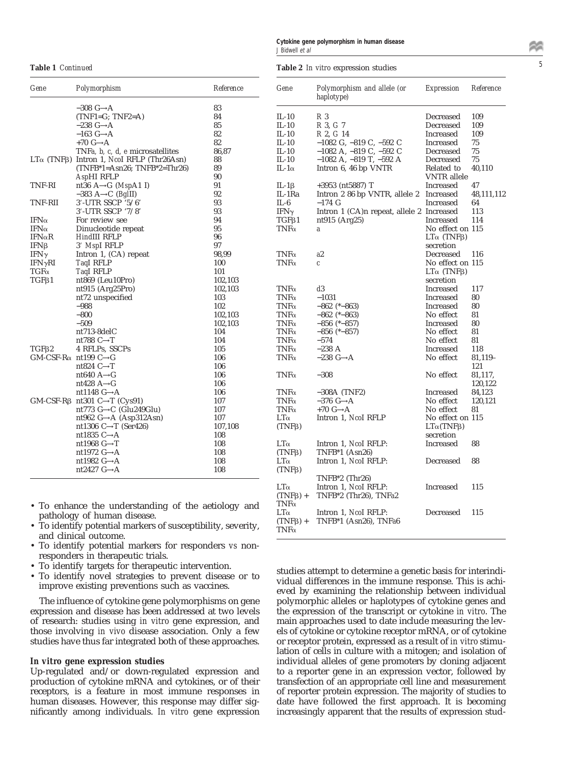**Table 1** *Continued*

| Gene | Polymorphism | Reference |
|---|---|---|
| | −308 G→A | 83 |
| | (TNF1=G; TNF2=A) | 84 |
| | −238 G→A | 85 |
| | −163 G→A | 82 |
| | +70 G→A | 82 |
| | TNFa, b, c, d, e microsatellites | 86,87 |
| LTα (TNFβ) | Intron 1, *Nco*I RFLP (Thr26Asn) | 88 |
| | (TNFB*1=Asn26; TNFB*2=Thr26) | 89 |
| | *Asp*HI RFLP | 90 |
| TNF-RI | nt36 A→G (*Msp*A1 I) | 91 |
| | −383 A→C (*Bgl*II) | 92 |
| TNF-RII | 3′-UTR SSCP ′5/6′ | 93 |
| | 3′-UTR SSCP ′7/8′ | 93 |
| IFNα | For review see | 94 |
| IFNα | Dinucleotide repeat | 95 |
| IFNαR | *Hin*dIII RFLP | 96 |
| IFNβ | 3′ *Msp*I RFLP | 97 |
| IFNγ | Intron 1, (CA) repeat | 98,99 |
| IFNγRI | *Taq*I RFLP | 100 |
| TGFα | *Taq*I RFLP | 101 |
| TGFβ1 | nt869 (Leu10Pro) | 102,103 |
| | nt915 (Arg25Pro) | 102,103 |
| | nt72 unspecified | 103 |
| | −988 | 102 |
| | −800 | 102,103 |
| | −509 | 102,103 |
| | nt713-8delC | 104 |
| | nt788 C→T | 104 |
| TGFβ2 | 4 RFLPs, SSCPs | 105 |
| GM-CSF-Rα | nt199 C→G | 106 |
| | nt824 C→T | 106 |
| | nt640 A→G | 106 |
| | nt428 A→G | 106 |
| | nt1148 G→A | 106 |
| GM-CSF-Rβ | nt301 C→T (Cys91) | 107 |
| | nt773 G→C (Glu249Glu) | 107 |
| | nt962 G→A (Asp312Asn) | 107 |
| | nt1306 C→T (Ser426) | 107,108 |
| | nt1835 C→A | 108 |
| | nt1968 G→T | 108 |
| | nt1972 G→A | 108 |
| | nt1982 G→A | 108 |
| | nt2427 G→A | 108 |

- To enhance the understanding of the aetiology and pathology of human disease.
- To identify potential markers of susceptibility, severity, and clinical outcome.
- To identify potential markers for responders *vs* non-responders in therapeutic trials.
- To identify targets for therapeutic intervention.
- To identify novel strategies to prevent disease or to improve existing preventions such as vaccines.

The influence of cytokine gene polymorphisms on gene expression and disease has been addressed at two levels of research: studies using *in vitro* gene expression, and those involving *in vivo* disease association. Only a few studies have thus far integrated both of these approaches.

### *In vitro* gene expression studies

Up-regulated and/or down-regulated expression and production of cytokine mRNA and cytokines, or of their receptors, is a feature in most immune responses in human diseases. However, this response may differ significantly among individuals. *In vitro* gene expression studies attempt to determine a genetic basis for interindividual differences in the immune response. This is achieved by examining the relationship between individual polymorphic alleles or haplotypes of cytokine genes and the expression of the transcript or cytokine *in vitro*. The main approaches used to date include measuring the levels of cytokine or cytokine receptor mRNA, or of cytokine or receptor protein, expressed as a result of *in vitro* stimulation of cells in culture with a mitogen; and isolation of individual alleles of gene promoters by cloning adjacent to a reporter gene in an expression vector, followed by transfection of an appropriate cell line and measurement of reporter protein expression. The majority of studies to date have followed the first approach. It is becoming increasingly apparent that the results of expression stud-

**Table 2** *In vitro* expression studies

| Gene | Polymorphism and allele (or haplotype) | Expression | Reference |
|---|---|---|---|
| IL-10 | R 3 | Decreased | 109 |
| IL-10 | R 3, G 7 | Decreased | 109 |
| IL-10 | R 2, G 14 | Increased | 109 |
| IL-10 | −1082 G, −819 C, −592 C | Increased | 75 |
| IL-10 | −1082 A, −819 C, −592 C | Decreased | 75 |
| IL-10 | −1082 A, −819 T, −592 A | Decreased | 75 |
| IL-1α | Intron 6, 46 bp VNTR | Related to VNTR allele | 40,110 |
| IL-1β | +3953 (nt5887) T | Increased | 47 |
| IL-1Ra | Intron 2 86 bp VNTR, allele 2 | Increased | 48,111,112 |
| IL-6 | −174 G | Increased | 64 |
| IFNγ | Intron 1 (CA)n repeat, allele 2 | Increased | 113 |
| TGFβ1 | nt915 (Arg25) | Increased | 114 |
| TNFα | a | No effect on LTα (TNFβ) secretion | 115 |
| TNFα | a2 | Decreased | 116 |
| TNFα | c | No effect on LTα (TNFβ) secretion | 115 |
| TNFα | d3 | Increased | 117 |
| TNFα | −1031 | Increased | 80 |
| TNFα | −862 (*−863) | Increased | 80 |
| TNFα | −862 (*−863) | No effect | 81 |
| TNFα | −856 (*−857) | Increased | 80 |
| TNFα | −856 (*−857) | No effect | 81 |
| TNFα | −574 | No effect | 81 |
| TNFα | −238 A | Increased | 118 |
| TNFα | −238 G→A | No effect | 81,119–121 |
| TNFα | −308 | No effect | 81,117,120,122 |
| TNFα | −308A (TNF2) | Increased | 84,123 |
| TNFα | −376 G→A | No effect | 120,121 |
| TNFα | +70 G→A | No effect | 81 |
| LTα (TNFβ) | Intron 1, *Nco*I RFLP | No effect on LTα(TNFβ) secretion | 115 |
| LTα (TNFβ) | Intron 1, *Nco*I RFLP: TNFB*1 (Asn26) | Increased | 88 |
| LTα (TNFβ) | Intron 1, *Nco*I RFLP: TNFB*2 (Thr26) | Decreased | 88 |
| LTα (TNFβ) + TNFα | Intron 1, *Nco*I RFLP: TNFB*2 (Thr26), TNFa2 | Increased | 115 |
| LTα (TNFβ) + TNFα | Intron 1, *Nco*I RFLP: TNFB*1 (Asn26), TNFa6 | Decreased | 115 |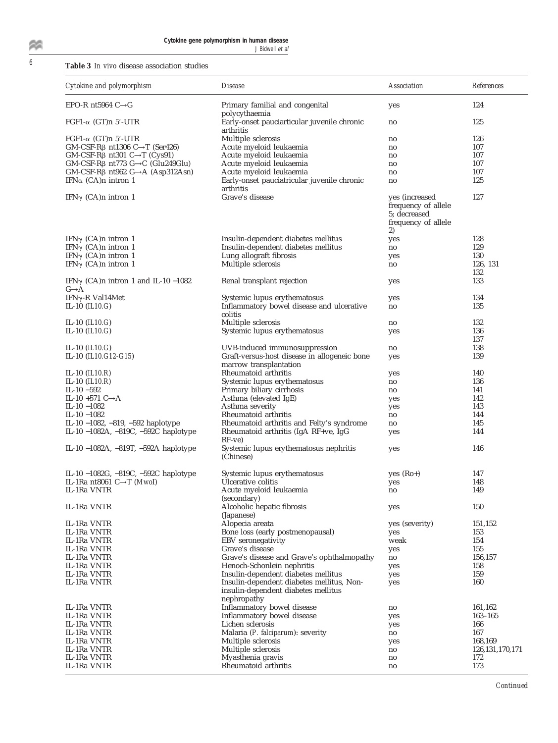**Table 3** *In vivo* disease association studies

| Cytokine and polymorphism | Disease | Association | References |
|---|---|---|---|
| EPO-R nt5964 C→G | Primary familial and congenital polycythaemia | yes | 124 |
| FGF1-α (GT)n 5′-UTR | Early-onset pauciarticular juvenile chronic arthritis | no | 125 |
| FGF1-α (GT)n 5′-UTR | Multiple sclerosis | no | 126 |
| GM-CSF-Rβ nt1306 C→T (Ser426) | Acute myeloid leukaemia | no | 107 |
| GM-CSF-Rβ nt301 C→T (Cys91) | Acute myeloid leukaemia | no | 107 |
| GM-CSF-Rβ nt773 G→C (Glu249Glu) | Acute myeloid leukaemia | no | 107 |
| GM-CSF-Rβ nt962 G→A (Asp312Asn) | Acute myeloid leukaemia | no | 107 |
| IFNα (CA)n intron 1 | Early-onset pauciatricular juvenile chronic arthritis | no | 125 |
| IFNγ (CA)n intron 1 | Grave's disease | yes (increased frequency of allele 5; decreased frequency of allele 2) | 127 |
| IFNγ (CA)n intron 1 | Insulin-dependent diabetes mellitus | yes | 128 |
| IFNγ (CA)n intron 1 | Insulin-dependent diabetes mellitus | no | 129 |
| IFNγ (CA)n intron 1 | Lung allograft fibrosis | yes | 130 |
| IFNγ (CA)n intron 1 | Multiple sclerosis | no | 126, 131 132 |
| IFNγ (CA)n intron 1 and IL-10 −1082 G→A | Renal transplant rejection | yes | 133 |
| IFNγ-R Val14Met | Systemic lupus erythematosus | yes | 134 |
| IL-10 (*IL10.G*) | Inflammatory bowel disease and ulcerative colitis | no | 135 |
| IL-10 (*IL10.G*) | Multiple sclerosis | no | 132 |
| IL-10 (*IL10.G*) | Systemic lupus erythematosus | yes | 136 137 |
| IL-10 (*IL10.G*) | UVB-induced immunosuppression | no | 138 |
| IL-10 (*IL10.G12-G15*) | Graft-versus-host disease in allogeneic bone marrow transplantation | yes | 139 |
| IL-10 (*IL10.R*) | Rheumatoid arthritis | yes | 140 |
| IL-10 (*IL10.R*) | Systemic lupus erythematosus | no | 136 |
| IL-10 −592 | Primary biliary cirrhosis | no | 141 |
| IL-10 +571 C→A | Asthma (elevated IgE) | yes | 142 |
| IL-10 −1082 | Asthma severity | yes | 143 |
| IL-10 −1082 | Rheumatoid arthritis | no | 144 |
| IL-10 −1082, −819, −592 haplotype | Rheumatoid arthritis and Felty's syndrome | no | 145 |
| IL-10 −1082A, −819C, −592C haplotype | Rheumatoid arthritis (IgA RF+ve, IgG RF-ve) | yes | 144 |
| IL-10 −1082A, −819T, −592A haplotype | Systemic lupus erythematosus nephritis (Chinese) | yes | 146 |
| IL-10 −1082G, −819C, −592C haplotype | Systemic lupus erythematosus | yes (Ro+) | 147 |
| IL-1Ra nt8061 C→T (*Mwo*I) | Ulcerative colitis | yes | 148 |
| IL-1Ra VNTR | Acute myeloid leukaemia (secondary) | no | 149 |
| IL-1Ra VNTR | Alcoholic hepatic fibrosis (Japanese) | yes | 150 |
| IL-1Ra VNTR | Alopecia areata | yes (severity) | 151,152 |
| IL-1Ra VNTR | Bone loss (early postmenopausal) | yes | 153 |
| IL-1Ra VNTR | EBV seronegativity | weak | 154 |
| IL-1Ra VNTR | Grave's disease | yes | 155 |
| IL-1Ra VNTR | Grave's disease and Grave's ophthalmopathy | no | 156,157 |
| IL-1Ra VNTR | Henoch-Schonlein nephritis | yes | 158 |
| IL-1Ra VNTR | Insulin-dependent diabetes mellitus | yes | 159 |
| IL-1Ra VNTR | Insulin-dependent diabetes mellitus, Non-insulin-dependent diabetes mellitus nephropathy | yes | 160 |
| IL-1Ra VNTR | Inflammatory bowel disease | no | 161,162 |
| IL-1Ra VNTR | Inflammatory bowel disease | yes | 163–165 |
| IL-1Ra VNTR | Lichen sclerosis | yes | 166 |
| IL-1Ra VNTR | Malaria (*P. falciparum*): severity | no | 167 |
| IL-1Ra VNTR | Multiple sclerosis | yes | 168,169 |
| IL-1Ra VNTR | Multiple sclerosis | no | 126,131,170,171 |
| IL-1Ra VNTR | Myasthenia gravis | no | 172 |
| IL-1Ra VNTR | Rheumatoid arthritis | no | 173 |

*Continued*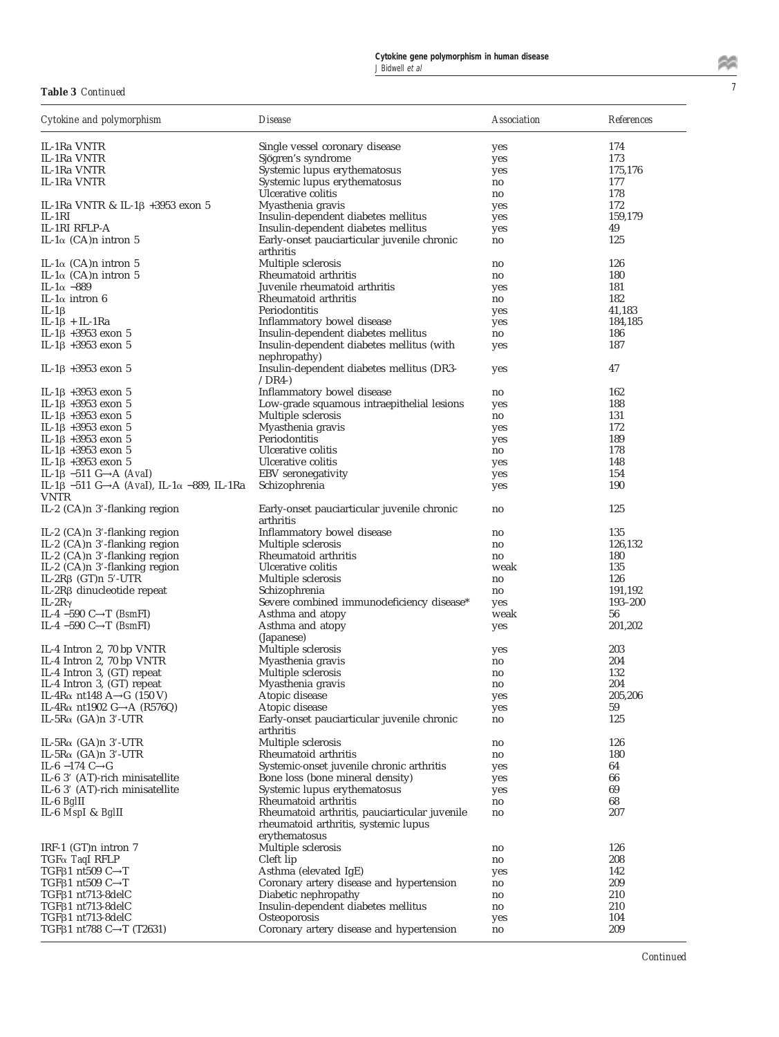**Table 3** *Continued*

| *Cytokine and polymorphism* | *Disease* | *Association* | *References* |
|---|---|---|---|
| IL-1Ra VNTR | Single vessel coronary disease | yes | 174 |
| IL-1Ra VNTR | Sjögren's syndrome | yes | 173 |
| IL-1Ra VNTR | Systemic lupus erythematosus | yes | 175,176 |
| IL-1Ra VNTR | Systemic lupus erythematosus | no | 177 |
| | Ulcerative colitis | no | 178 |
| IL-1Ra VNTR & IL-1β +3953 exon 5 | Myasthenia gravis | yes | 172 |
| IL-1RI | Insulin-dependent diabetes mellitus | yes | 159,179 |
| IL-1RI RFLP-A | Insulin-dependent diabetes mellitus | yes | 49 |
| IL-1α (CA)n intron 5 | Early-onset pauciarticular juvenile chronic arthritis | no | 125 |
| IL-1α (CA)n intron 5 | Multiple sclerosis | no | 126 |
| IL-1α (CA)n intron 5 | Rheumatoid arthritis | no | 180 |
| IL-1α −889 | Juvenile rheumatoid arthritis | yes | 181 |
| IL-1α intron 6 | Rheumatoid arthritis | no | 182 |
| IL-1β | Periodontitis | yes | 41,183 |
| IL-1β + IL-1Ra | Inflammatory bowel disease | yes | 184,185 |
| IL-1β +3953 exon 5 | Insulin-dependent diabetes mellitus | no | 186 |
| IL-1β +3953 exon 5 | Insulin-dependent diabetes mellitus (with nephropathy) | yes | 187 |
| IL-1β +3953 exon 5 | Insulin-dependent diabetes mellitus (DR3-/DR4-) | yes | 47 |
| IL-1β +3953 exon 5 | Inflammatory bowel disease | no | 162 |
| IL-1β +3953 exon 5 | Low-grade squamous intraepithelial lesions | yes | 188 |
| IL-1β +3953 exon 5 | Multiple sclerosis | no | 131 |
| IL-1β +3953 exon 5 | Myasthenia gravis | yes | 172 |
| IL-1β +3953 exon 5 | Periodontitis | yes | 189 |
| IL-1β +3953 exon 5 | Ulcerative colitis | no | 178 |
| IL-1β +3953 exon 5 | Ulcerative colitis | yes | 148 |
| IL-1β −511 G→A (*Ava*I) | EBV seronegativity | yes | 154 |
| IL-1β −511 G→A (*Ava*I), IL-1α −889, IL-1Ra VNTR | Schizophrenia | yes | 190 |
| IL-2 (CA)n 3′-flanking region | Early-onset pauciarticular juvenile chronic arthritis | no | 125 |
| IL-2 (CA)n 3′-flanking region | Inflammatory bowel disease | no | 135 |
| IL-2 (CA)n 3′-flanking region | Multiple sclerosis | no | 126,132 |
| IL-2 (CA)n 3′-flanking region | Rheumatoid arthritis | no | 180 |
| IL-2 (CA)n 3′-flanking region | Ulcerative colitis | weak | 135 |
| IL-2Rβ (GT)n 5′-UTR | Multiple sclerosis | no | 126 |
| IL-2Rβ dinucleotide repeat | Schizophrenia | no | 191,192 |
| IL-2Rγ | Severe combined immunodeficiency disease* | yes | 193–200 |
| IL-4 −590 C→T (*Bsm*FI) | Asthma and atopy | weak | 56 |
| IL-4 −590 C→T (*Bsm*FI) | Asthma and atopy (Japanese) | yes | 201,202 |
| IL-4 Intron 2, 70 bp VNTR | Multiple sclerosis | yes | 203 |
| IL-4 Intron 2, 70 bp VNTR | Myasthenia gravis | no | 204 |
| IL-4 Intron 3, (GT) repeat | Multiple sclerosis | no | 132 |
| IL-4 Intron 3, (GT) repeat | Myasthenia gravis | no | 204 |
| IL-4Rα nt148 A→G (150 V) | Atopic disease | yes | 205,206 |
| IL-4Rα nt1902 G→A (R576Q) | Atopic disease | yes | 59 |
| IL-5Rα (GA)n 3′-UTR | Early-onset pauciarticular juvenile chronic arthritis | no | 125 |
| IL-5Rα (GA)n 3′-UTR | Multiple sclerosis | no | 126 |
| IL-5Rα (GA)n 3′-UTR | Rheumatoid arthritis | no | 180 |
| IL-6 −174 C→G | Systemic-onset juvenile chronic arthritis | yes | 64 |
| IL-6 3′ (AT)-rich minisatellite | Bone loss (bone mineral density) | yes | 66 |
| IL-6 3′ (AT)-rich minisatellite | Systemic lupus erythematosus | yes | 69 |
| IL-6 *Bgl*II | Rheumatoid arthritis | no | 68 |
| IL-6 *Msp*I & *Bgl*II | Rheumatoid arthritis, pauciarticular juvenile rheumatoid arthritis, systemic lupus erythematosus | no | 207 |
| IRF-1 (GT)n intron 7 | Multiple sclerosis | no | 126 |
| TGFα *Taq*I RFLP | Cleft lip | no | 208 |
| TGFβ1 nt509 C→T | Asthma (elevated IgE) | yes | 142 |
| TGFβ1 nt509 C→T | Coronary artery disease and hypertension | no | 209 |
| TGFβ1 nt713-8delC | Diabetic nephropathy | no | 210 |
| TGFβ1 nt713-8delC | Insulin-dependent diabetes mellitus | no | 210 |
| TGFβ1 nt713-8delC | Osteoporosis | yes | 104 |
| TGFβ1 nt788 C→T (T2631) | Coronary artery disease and hypertension | no | 209 |

*Continued*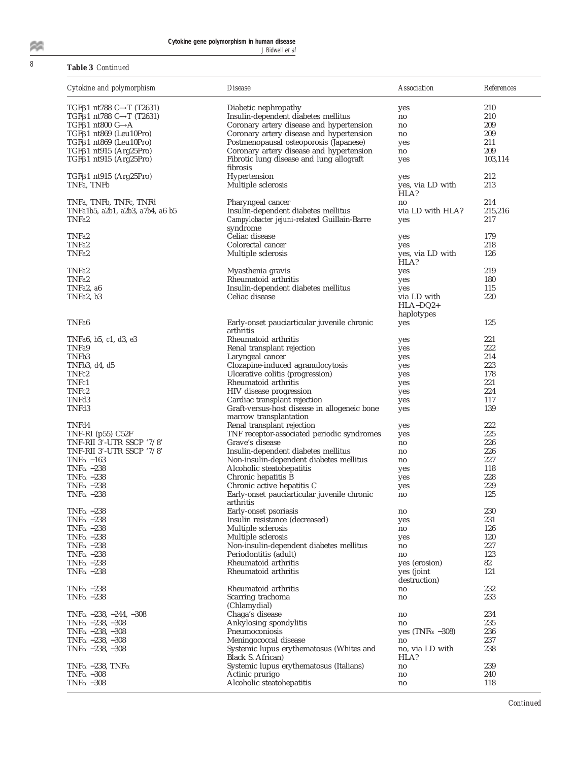**Table 3** *Continued*

| Cytokine and polymorphism | Disease | Association | References |
|---|---|---|---|
| TGFβ1 nt788 C→T (T2631) | Diabetic nephropathy | yes | 210 |
| TGFβ1 nt788 C→T (T2631) | Insulin-dependent diabetes mellitus | no | 210 |
| TGFβ1 nt800 G→A | Coronary artery disease and hypertension | no | 209 |
| TGFβ1 nt869 (Leu10Pro) | Coronary artery disease and hypertension | no | 209 |
| TGFβ1 nt869 (Leu10Pro) | Postmenopausal osteoporosis (Japanese) | yes | 211 |
| TGFβ1 nt915 (Arg25Pro) | Coronary artery disease and hypertension | no | 209 |
| TGFβ1 nt915 (Arg25Pro) | Fibrotic lung disease and lung allograft fibrosis | yes | 103,114 |
| TGFβ1 nt915 (Arg25Pro) | Hypertension | yes | 212 |
| TNFa, TNFb | Multiple sclerosis | yes, via LD with HLA? | 213 |
| TNFa, TNFb, TNFc, TNFd | Pharyngeal cancer | no | 214 |
| TNFa1b5, a2b1, a2b3, a7b4, a6 b5 | Insulin-dependent diabetes mellitus | via LD with HLA? | 215,216 |
| TNFa2 | *Campylobacter jejuni*-related Guillain-Barre syndrome | yes | 217 |
| TNFa2 | Celiac disease | yes | 179 |
| TNFa2 | Colorectal cancer | yes | 218 |
| TNFa2 | Multiple sclerosis | yes, via LD with HLA? | 126 |
| TNFa2 | Myasthenia gravis | yes | 219 |
| TNFa2 | Rheumatoid arthritis | yes | 180 |
| TNFa2, a6 | Insulin-dependent diabetes mellitus | yes | 115 |
| TNFa2, b3 | Celiac disease | via LD with HLA–DQ2+ haplotypes | 220 |
| TNFa6 | Early-onset pauciarticular juvenile chronic arthritis | yes | 125 |
| TNFa6, b5, c1, d3, e3 | Rheumatoid arthritis | yes | 221 |
| TNFa9 | Renal transplant rejection | yes | 222 |
| TNFb3 | Laryngeal cancer | yes | 214 |
| TNFb3, d4, d5 | Clozapine-induced agranulocytosis | yes | 223 |
| TNFc2 | Ulcerative colitis (progression) | yes | 178 |
| TNFc1 | Rheumatoid arthritis | yes | 221 |
| TNFc2 | HIV disease progression | yes | 224 |
| TNFd3 | Cardiac transplant rejection | yes | 117 |
| TNFd3 | Graft-versus-host disease in allogeneic bone marrow transplantation | yes | 139 |
| TNFd4 | Renal transplant rejection | yes | 222 |
| TNF-RI (p55) C52F | TNF receptor-associated periodic syndromes | yes | 225 |
| TNF-RII 3′-UTR SSCP '7/8' | Grave's disease | no | 226 |
| TNF-RII 3′-UTR SSCP '7/8' | Insulin-dependent diabetes mellitus | no | 226 |
| TNFα −163 | Non-insulin-dependent diabetes mellitus | no | 227 |
| TNFα −238 | Alcoholic steatohepatitis | yes | 118 |
| TNFα −238 | Chronic hepatitis B | yes | 228 |
| TNFα −238 | Chronic active hepatitis C | yes | 229 |
| TNFα −238 | Early-onset pauciarticular juvenile chronic arthritis | no | 125 |
| TNFα −238 | Early-onset psoriasis | no | 230 |
| TNFα −238 | Insulin resistance (decreased) | yes | 231 |
| TNFα −238 | Multiple sclerosis | no | 126 |
| TNFα −238 | Multiple sclerosis | yes | 120 |
| TNFα −238 | Non-insulin-dependent diabetes mellitus | no | 227 |
| TNFα −238 | Periodontitis (adult) | no | 123 |
| TNFα −238 | Rheumatoid arthritis | yes (erosion) | 82 |
| TNFα −238 | Rheumatoid arthritis | yes (joint destruction) | 121 |
| TNFα −238 | Rheumatoid arthritis | no | 232 |
| TNFα −238 | Scarring trachoma (Chlamydial) | no | 233 |
| TNFα −238, −244, −308 | Chaga's disease | no | 234 |
| TNFα −238, −308 | Ankylosing spondylitis | no | 235 |
| TNFα −238, −308 | Pneumoconiosis | yes (TNFα −308) | 236 |
| TNFα −238, −308 | Meningococcal disease | no | 237 |
| TNFα −238, −308 | Systemic lupus erythematosus (Whites and Black S. African) | no, via LD with HLA? | 238 |
| TNFα −238, TNFα | Systemic lupus erythematosus (Italians) | no | 239 |
| TNFα −308 | Actinic prurigo | no | 240 |
| TNFα −308 | Alcoholic steatohepatitis | no | 118 |

*Continued*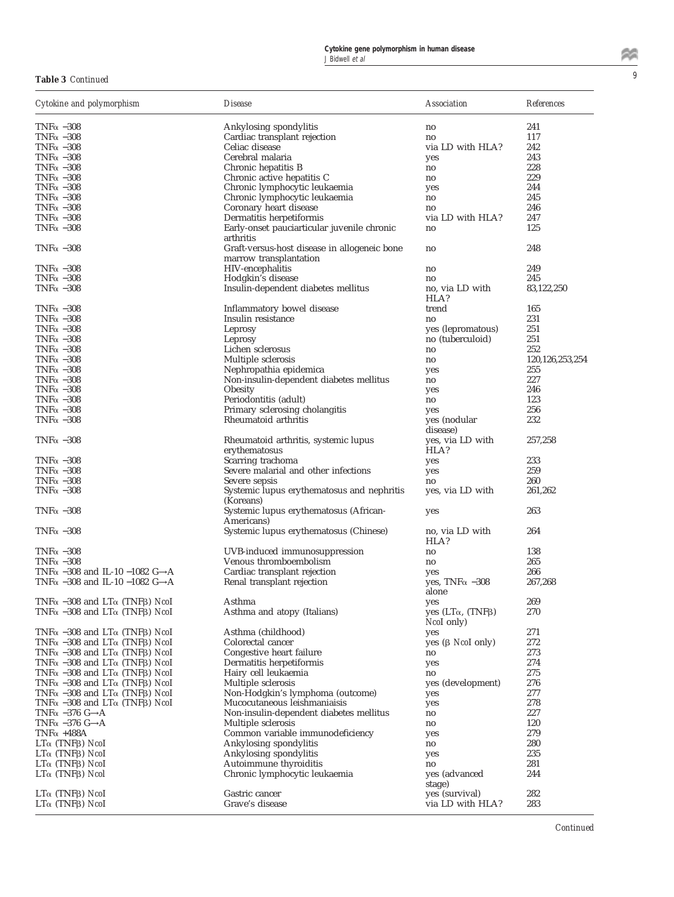**Table 3** *Continued*

| Cytokine and polymorphism | Disease | Association | References |
|---|---|---|---|
| TNFα −308 | Ankylosing spondylitis | no | 241 |
| TNFα −308 | Cardiac transplant rejection | no | 117 |
| TNFα −308 | Celiac disease | via LD with HLA? | 242 |
| TNFα −308 | Cerebral malaria | yes | 243 |
| TNFα −308 | Chronic hepatitis B | no | 228 |
| TNFα −308 | Chronic active hepatitis C | no | 229 |
| TNFα −308 | Chronic lymphocytic leukaemia | yes | 244 |
| TNFα −308 | Chronic lymphocytic leukaemia | no | 245 |
| TNFα −308 | Coronary heart disease | no | 246 |
| TNFα −308 | Dermatitis herpetiformis | via LD with HLA? | 247 |
| TNFα −308 | Early-onset pauciarticular juvenile chronic arthritis | no | 125 |
| TNFα −308 | Graft-versus-host disease in allogeneic bone marrow transplantation | no | 248 |
| TNFα −308 | HIV-encephalitis | no | 249 |
| TNFα −308 | Hodgkin's disease | no | 245 |
| TNFα −308 | Insulin-dependent diabetes mellitus | no, via LD with HLA? | 83,122,250 |
| TNFα −308 | Inflammatory bowel disease | trend | 165 |
| TNFα −308 | Insulin resistance | no | 231 |
| TNFα −308 | Leprosy | yes (lepromatous) | 251 |
| TNFα −308 | Leprosy | no (tuberculoid) | 251 |
| TNFα −308 | Lichen sclerosus | no | 252 |
| TNFα −308 | Multiple sclerosis | no | 120,126,253,254 |
| TNFα −308 | Nephropathia epidemica | yes | 255 |
| TNFα −308 | Non-insulin-dependent diabetes mellitus | no | 227 |
| TNFα −308 | Obesity | yes | 246 |
| TNFα −308 | Periodontitis (adult) | no | 123 |
| TNFα −308 | Primary sclerosing cholangitis | yes | 256 |
| TNFα −308 | Rheumatoid arthritis | yes (nodular disease) | 232 |
| TNFα −308 | Rheumatoid arthritis, systemic lupus erythematosus | yes, via LD with HLA? | 257,258 |
| TNFα −308 | Scarring trachoma | yes | 233 |
| TNFα −308 | Severe malarial and other infections | yes | 259 |
| TNFα −308 | Severe sepsis | no | 260 |
| TNFα −308 | Systemic lupus erythematosus and nephritis (Koreans) | yes, via LD with | 261,262 |
| TNFα −308 | Systemic lupus erythematosus (African-Americans) | yes | 263 |
| TNFα −308 | Systemic lupus erythematosus (Chinese) | no, via LD with HLA? | 264 |
| TNFα −308 | UVB-induced immunosuppression | no | 138 |
| TNFα −308 | Venous thromboembolism | no | 265 |
| TNFα −308 and IL-10 −1082 G→A | Cardiac transplant rejection | yes | 266 |
| TNFα −308 and IL-10 −1082 G→A | Renal transplant rejection | yes, TNFα −308 alone | 267,268 |
| TNFα −308 and LTα (TNFβ) *Nco*I | Asthma | yes | 269 |
| TNFα −308 and LTα (TNFβ) *Nco*I | Asthma and atopy (Italians) | yes (LTα, (TNFβ) *Nco*I only) | 270 |
| TNFα −308 and LTα (TNFβ) *Nco*I | Asthma (childhood) | yes | 271 |
| TNFα −308 and LTα (TNFβ) *Nco*I | Colorectal cancer | yes (β *Nco*I only) | 272 |
| TNFα −308 and LTα (TNFβ) *Nco*I | Congestive heart failure | no | 273 |
| TNFα −308 and LTα (TNFβ) *Nco*I | Dermatitis herpetiformis | yes | 274 |
| TNFα −308 and LTα (TNFβ) *Nco*I | Hairy cell leukaemia | no | 275 |
| TNFα −308 and LTα (TNFβ) *Nco*I | Multiple sclerosis | yes (development) | 276 |
| TNFα −308 and LTα (TNFβ) *Nco*I | Non-Hodgkin's lymphoma (outcome) | yes | 277 |
| TNFα −308 and LTα (TNFβ) *Nco*I | Mucocutaneous leishmaniaisis | yes | 278 |
| TNFα −376 G→A | Non-insulin-dependent diabetes mellitus | no | 227 |
| TNFα −376 G→A | Multiple sclerosis | no | 120 |
| TNFα +488A | Common variable immunodeficiency | yes | 279 |
| LTα (TNFβ) *Nco*I | Ankylosing spondylitis | no | 280 |
| LTα (TNFβ) *Nco*I | Ankylosing spondylitis | yes | 235 |
| LTα (TNFβ) *Nco*I | Autoimmune thyroiditis | no | 281 |
| LTα (TNFβ) *Nco*I | Chronic lymphocytic leukaemia | yes (advanced stage) | 244 |
| LTα (TNFβ) *Nco*I | Gastric cancer | yes (survival) | 282 |
| LTα (TNFβ) *Nco*I | Grave's disease | via LD with HLA? | 283 |

*Continued*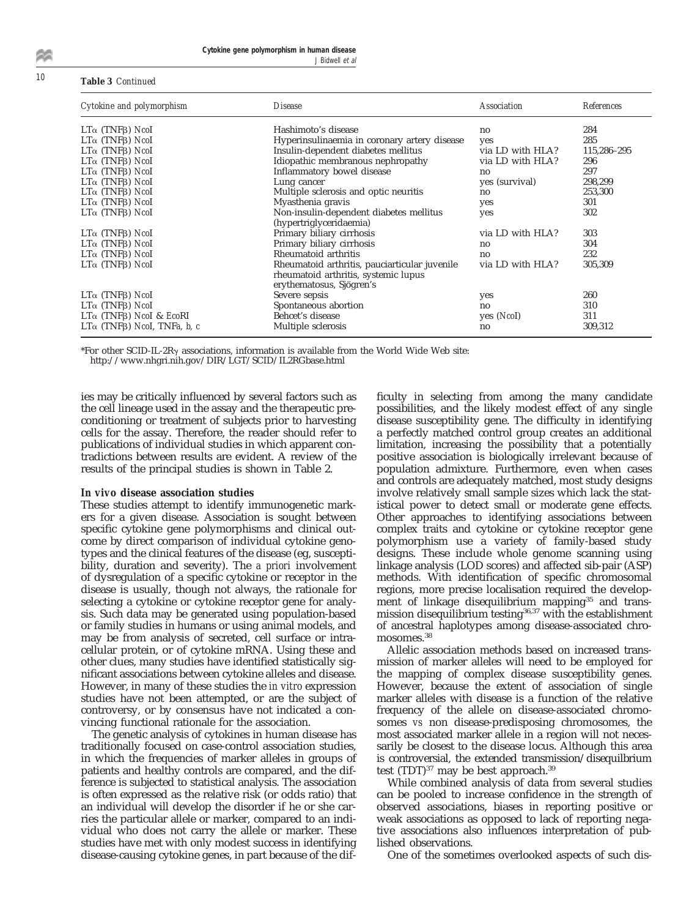**Table 3** *Continued*

| Cytokine and polymorphism | Disease | Association | References |
|---|---|---|---|
| LTα (TNFβ) NcoI | Hashimoto's disease | no | 284 |
| LTα (TNFβ) NcoI | Hyperinsulinaemia in coronary artery disease | yes | 285 |
| LTα (TNFβ) NcoI | Insulin-dependent diabetes mellitus | via LD with HLA? | 115,286–295 |
| LTα (TNFβ) NcoI | Idiopathic membranous nephropathy | via LD with HLA? | 296 |
| LTα (TNFβ) NcoI | Inflammatory bowel disease | no | 297 |
| LTα (TNFβ) NcoI | Lung cancer | yes (survival) | 298,299 |
| LTα (TNFβ) NcoI | Multiple sclerosis and optic neuritis | no | 253,300 |
| LTα (TNFβ) NcoI | Myasthenia gravis | yes | 301 |
| LTα (TNFβ) NcoI | Non-insulin-dependent diabetes mellitus (hypertriglyceridaemia) | yes | 302 |
| LTα (TNFβ) NcoI | Primary biliary cirrhosis | via LD with HLA? | 303 |
| LTα (TNFβ) NcoI | Primary biliary cirrhosis | no | 304 |
| LTα (TNFβ) NcoI | Rheumatoid arthritis | no | 232 |
| LTα (TNFβ) NcoI | Rheumatoid arthritis, pauciarticular juvenile rheumatoid arthritis, systemic lupus erythematosus, Sjögren's | via LD with HLA? | 305,309 |
| LTα (TNFβ) NcoI | Severe sepsis | yes | 260 |
| LTα (TNFβ) NcoI | Spontaneous abortion | no | 310 |
| LTα (TNFβ) NcoI & EcoRI | Behcet's disease | yes (NcoI) | 311 |
| LTα (TNFβ) NcoI, TNF*a, b, c* | Multiple sclerosis | no | 309,312 |

*For other SCID-IL-2Rγ associations, information is available from the World Wide Web site: http://www.nhgri.nih.gov/DIR/LGT/SCID/IL2RGbase.html

ies may be critically influenced by several factors such as the cell lineage used in the assay and the therapeutic preconditioning or treatment of subjects prior to harvesting cells for the assay. Therefore, the reader should refer to publications of individual studies in which apparent contradictions between results are evident. A review of the results of the principal studies is shown in Table 2.

### In *vivo* disease association studies

These studies attempt to identify immunogenetic markers for a given disease. Association is sought between specific cytokine gene polymorphisms and clinical outcome by direct comparison of individual cytokine genotypes and the clinical features of the disease (eg, susceptibility, duration and severity). The *a priori* involvement of dysregulation of a specific cytokine or receptor in the disease is usually, though not always, the rationale for selecting a cytokine or cytokine receptor gene for analysis. Such data may be generated using population-based or family studies in humans or using animal models, and may be from analysis of secreted, cell surface or intracellular protein, or of cytokine mRNA. Using these and other clues, many studies have identified statistically significant associations between cytokine alleles and disease. However, in many of these studies the *in vitro* expression studies have not been attempted, or are the subject of controversy, or by consensus have not indicated a convincing functional rationale for the association.

The genetic analysis of cytokines in human disease has traditionally focused on case-control association studies, in which the frequencies of marker alleles in groups of patients and healthy controls are compared, and the difference is subjected to statistical analysis. The association is often expressed as the relative risk (or odds ratio) that an individual will develop the disorder if he or she carries the particular allele or marker, compared to an individual who does not carry the allele or marker. These studies have met with only modest success in identifying disease-causing cytokine genes, in part because of the difficulty in selecting from among the many candidate possibilities, and the likely modest effect of any single disease susceptibility gene. The difficulty in identifying a perfectly matched control group creates an additional limitation, increasing the possibility that a potentially positive association is biologically irrelevant because of population admixture. Furthermore, even when cases and controls are adequately matched, most study designs involve relatively small sample sizes which lack the statistical power to detect small or moderate gene effects. Other approaches to identifying associations between complex traits and cytokine or cytokine receptor gene polymorphism use a variety of family-based study designs. These include whole genome scanning using linkage analysis (LOD scores) and affected sib-pair (ASP) methods. With identification of specific chromosomal regions, more precise localisation required the development of linkage disequilibrium mapping[35] and transmission disequilibrium testing[36,37] with the establishment of ancestral haplotypes among disease-associated chromosomes.[38]

Allelic association methods based on increased transmission of marker alleles will need to be employed for the mapping of complex disease susceptibility genes. However, because the extent of association of single marker alleles with disease is a function of the relative frequency of the allele on disease-associated chromosomes *vs* non disease-predisposing chromosomes, the most associated marker allele in a region will not necessarily be closest to the disease locus. Although this area is controversial, the extended transmission/disequilbrium test (TDT)[37] may be best approach.[39]

While combined analysis of data from several studies can be pooled to increase confidence in the strength of observed associations, biases in reporting positive or weak associations as opposed to lack of reporting negative associations also influences interpretation of published observations.

One of the sometimes overlooked aspects of such dis-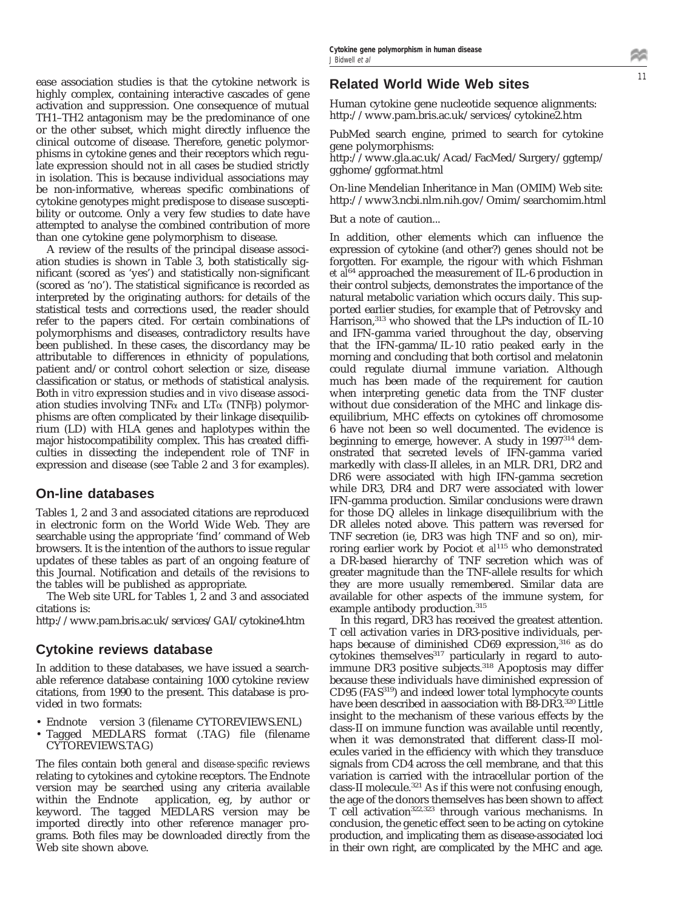ease association studies is that the cytokine network is highly complex, containing interactive cascades of gene activation and suppression. One consequence of mutual TH1–TH2 antagonism may be the predominance of one or the other subset, which might directly influence the clinical outcome of disease. Therefore, genetic polymorphisms in cytokine genes and their receptors which regulate expression should not in all cases be studied strictly in isolation. This is because individual associations may be non-informative, whereas specific combinations of cytokine genotypes might predispose to disease susceptibility or outcome. Only a very few studies to date have attempted to analyse the combined contribution of more than one cytokine gene polymorphism to disease.

A review of the results of the principal disease association studies is shown in Table 3, both statistically significant (scored as 'yes') and statistically non-significant (scored as 'no'). The statistical significance is recorded as interpreted by the originating authors: for details of the statistical tests and corrections used, the reader should refer to the papers cited. For certain combinations of polymorphisms and diseases, contradictory results have been published. In these cases, the discordancy may be attributable to differences in ethnicity of populations, patient and/or control cohort selection *or* size, disease classification or status, or methods of statistical analysis. Both *in vitro* expression studies and *in vivo* disease association studies involving TNF$\alpha$ and LT$\alpha$ (TNF$\beta$) polymorphisms are often complicated by their linkage disequilibrium (LD) with HLA genes and haplotypes within the major histocompatibility complex. This has created difficulties in dissecting the independent role of TNF in expression and disease (see Table 2 and 3 for examples).

## On-line databases

Tables 1, 2 and 3 and associated citations are reproduced in electronic form on the World Wide Web. They are searchable using the appropriate 'find' command of Web browsers. It is the intention of the authors to issue regular updates of these tables as part of an ongoing feature of this Journal. Notification and details of the revisions to the tables will be published as appropriate.

The Web site URL for Tables 1, 2 and 3 and associated citations is:

http://www.pam.bris.ac.uk/services/GAI/cytokine4.htm

## Cytokine reviews database

In addition to these databases, we have issued a searchable reference database containing 1000 cytokine review citations, from 1990 to the present. This database is provided in two formats:

- Endnote version 3 (filename CYTOREVIEWS.ENL)
- Tagged MEDLARS format (.TAG) file (filename CYTOREVIEWS.TAG)

The files contain both *general* and *disease-specific* reviews relating to cytokines and cytokine receptors. The Endnote version may be searched using any criteria available within the Endnote application, eg, by author or keyword. The tagged MEDLARS version may be imported directly into other reference manager programs. Both files may be downloaded directly from the Web site shown above.

## Related World Wide Web sites

Human cytokine gene nucleotide sequence alignments: http://www.pam.bris.ac.uk/services/cytokine2.htm

PubMed search engine, primed to search for cytokine gene polymorphisms:
http://www.gla.ac.uk/Acad/FacMed/Surgery/ggtemp/gghome/ggformat.html

On-line Mendelian Inheritance in Man (OMIM) Web site: http://www3.ncbi.nlm.nih.gov/Omim/searchomim.html

But a note of caution...

In addition, other elements which can influence the expression of cytokine (and other?) genes should not be forgotten. For example, the rigour with which Fishman *et al*[64] approached the measurement of IL-6 production in their control subjects, demonstrates the importance of the natural metabolic variation which occurs daily. This supported earlier studies, for example that of Petrovsky and Harrison,[313] who showed that the LPs induction of IL-10 and IFN-gamma varied throughout the day, observing that the IFN-gamma/IL-10 ratio peaked early in the morning and concluding that both cortisol and melatonin could regulate diurnal immune variation. Although much has been made of the requirement for caution when interpreting genetic data from the TNF cluster without due consideration of the MHC and linkage disequilibrium, MHC effects on cytokines off chromosome 6 have not been so well documented. The evidence is beginning to emerge, however. A study in 1997[314] demonstrated that secreted levels of IFN-gamma varied markedly with class-II alleles, in an MLR. DR1, DR2 and DR6 were associated with high IFN-gamma secretion while DR3, DR4 and DR7 were associated with lower IFN-gamma production. Similar conclusions were drawn for those DQ alleles in linkage disequilibrium with the DR alleles noted above. This pattern was reversed for TNF secretion (ie, DR3 was high TNF and so on), mirroring earlier work by Pociot *et al*[115] who demonstrated a DR-based hierarchy of TNF secretion which was of greater magnitude than the TNF-allele results for which they are more usually remembered. Similar data are available for other aspects of the immune system, for example antibody production.[315]

In this regard, DR3 has received the greatest attention. T cell activation varies in DR3-positive individuals, perhaps because of diminished CD69 expression,[316] as do cytokines themselves[317] particularly in regard to autoimmune DR3 positive subjects.[318] Apoptosis may differ because these individuals have diminished expression of CD95 (FAS[319]) and indeed lower total lymphocyte counts have been described in aassociation with B8-DR3.[320] Little insight to the mechanism of these various effects by the class-II on immune function was available until recently, when it was demonstrated that different class-II molecules varied in the efficiency with which they transduce signals from CD4 across the cell membrane, and that this variation is carried with the intracellular portion of the class-II molecule.[321] As if this were not confusing enough, the age of the donors themselves has been shown to affect T cell activation[322,323] through various mechanisms. In conclusion, the genetic effect seen to be acting on cytokine production, and implicating them as disease-associated loci in their own right, are complicated by the MHC and age.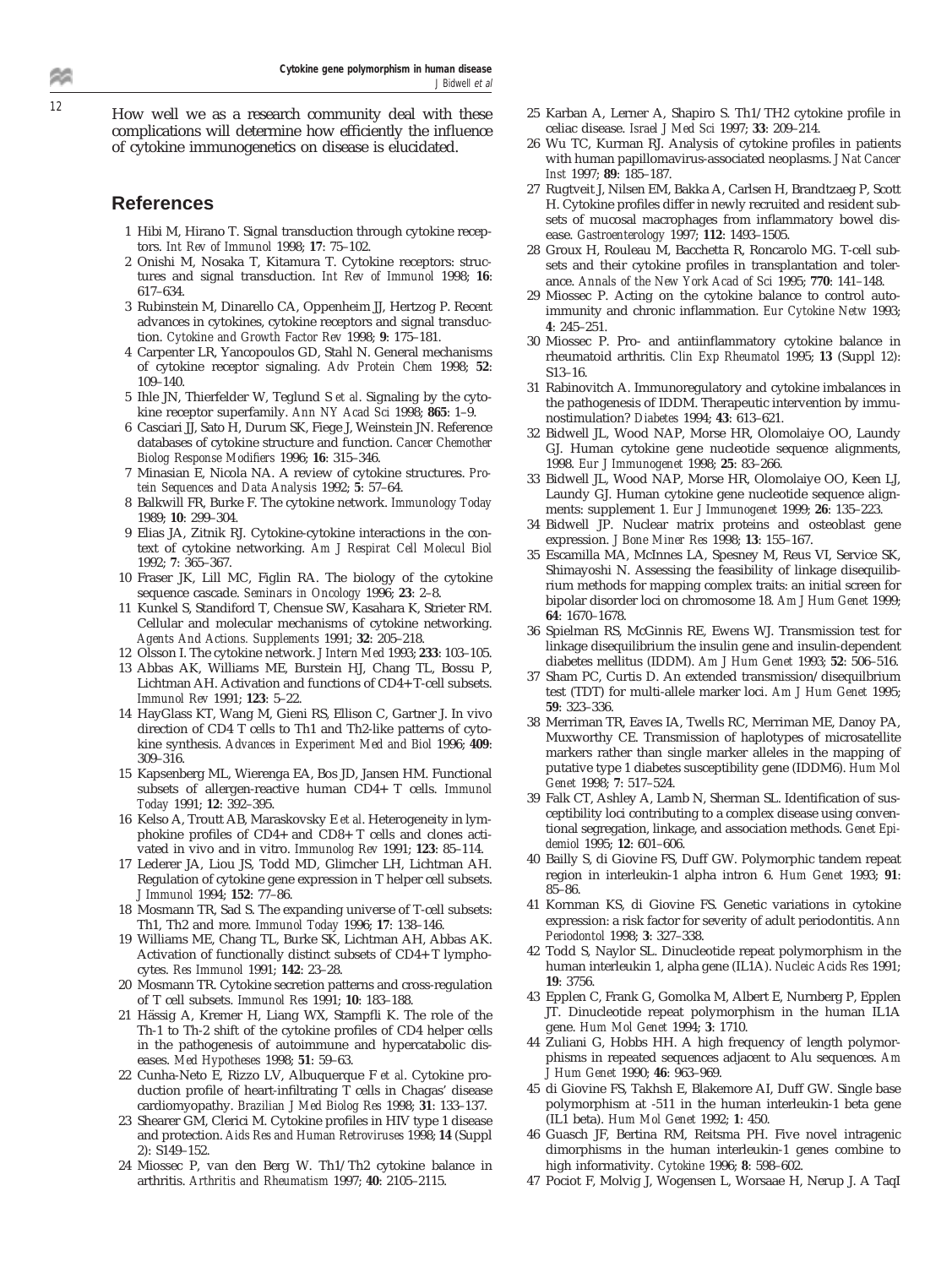How well we as a research community deal with these complications will determine how efficiently the influence of cytokine immunogenetics on disease is elucidated.

## References

1. Hibi M, Hirano T. Signal transduction through cytokine receptors. *Int Rev of Immunol* 1998; **17**: 75–102.
2. Onishi M, Nosaka T, Kitamura T. Cytokine receptors: structures and signal transduction. *Int Rev of Immunol* 1998; **16**: 617–634.
3. Rubinstein M, Dinarello CA, Oppenheim JJ, Hertzog P. Recent advances in cytokines, cytokine receptors and signal transduction. *Cytokine and Growth Factor Rev* 1998; **9**: 175–181.
4. Carpenter LR, Yancopoulos GD, Stahl N. General mechanisms of cytokine receptor signaling. *Adv Protein Chem* 1998; **52**: 109–140.
5. Ihle JN, Thierfelder W, Teglund S *et al*. Signaling by the cytokine receptor superfamily. *Ann NY Acad Sci* 1998; **865**: 1–9.
6. Casciari JJ, Sato H, Durum SK, Fiege J, Weinstein JN. Reference databases of cytokine structure and function. *Cancer Chemother Biolog Response Modifiers* 1996; **16**: 315–346.
7. Minasian E, Nicola NA. A review of cytokine structures. *Protein Sequences and Data Analysis* 1992; **5**: 57–64.
8. Balkwill FR, Burke F. The cytokine network. *Immunology Today* 1989; **10**: 299–304.
9. Elias JA, Zitnik RJ. Cytokine-cytokine interactions in the context of cytokine networking. *Am J Respirat Cell Molecul Biol* 1992; **7**: 365–367.
10. Fraser JK, Lill MC, Figlin RA. The biology of the cytokine sequence cascade. *Seminars in Oncology* 1996; **23**: 2–8.
11. Kunkel S, Standiford T, Chensue SW, Kasahara K, Strieter RM. Cellular and molecular mechanisms of cytokine networking. *Agents And Actions. Supplements* 1991; **32**: 205–218.
12. Olsson I. The cytokine network. *J Intern Med* 1993; **233**: 103–105.
13. Abbas AK, Williams ME, Burstein HJ, Chang TL, Bossu P, Lichtman AH. Activation and functions of CD4+ T-cell subsets. *Immunol Rev* 1991; **123**: 5–22.
14. HayGlass KT, Wang M, Gieni RS, Ellison C, Gartner J. In vivo direction of CD4 T cells to Th1 and Th2-like patterns of cytokine synthesis. *Advances in Experiment Med and Biol* 1996; **409**: 309–316.
15. Kapsenberg ML, Wierenga EA, Bos JD, Jansen HM. Functional subsets of allergen-reactive human CD4+ T cells. *Immunol Today* 1991; **12**: 392–395.
16. Kelso A, Troutt AB, Maraskovsky E *et al*. Heterogeneity in lymphokine profiles of CD4+ and CD8+ T cells and clones activated in vivo and in vitro. *Immunolog Rev* 1991; **123**: 85–114.
17. Lederer JA, Liou JS, Todd MD, Glimcher LH, Lichtman AH. Regulation of cytokine gene expression in T helper cell subsets. *J Immunol* 1994; **152**: 77–86.
18. Mosmann TR, Sad S. The expanding universe of T-cell subsets: Th1, Th2 and more. *Immunol Today* 1996; **17**: 138–146.
19. Williams ME, Chang TL, Burke SK, Lichtman AH, Abbas AK. Activation of functionally distinct subsets of CD4+ T lymphocytes. *Res Immunol* 1991; **142**: 23–28.
20. Mosmann TR. Cytokine secretion patterns and cross-regulation of T cell subsets. *Immunol Res* 1991; **10**: 183–188.
21. Hässig A, Kremer H, Liang WX, Stampfli K. The role of the Th-1 to Th-2 shift of the cytokine profiles of CD4 helper cells in the pathogenesis of autoimmune and hypercatabolic diseases. *Med Hypotheses* 1998; **51**: 59–63.
22. Cunha-Neto E, Rizzo LV, Albuquerque F *et al*. Cytokine production profile of heart-infiltrating T cells in Chagas' disease cardiomyopathy. *Brazilian J Med Biolog Res* 1998; **31**: 133–137.
23. Shearer GM, Clerici M. Cytokine profiles in HIV type 1 disease and protection. *Aids Res and Human Retroviruses* 1998; **14** (Suppl 2): S149–152.
24. Miossec P, van den Berg W. Th1/Th2 cytokine balance in arthritis. *Arthritis and Rheumatism* 1997; **40**: 2105–2115.
25. Karban A, Lerner A, Shapiro S. Th1/TH2 cytokine profile in celiac disease. *Israel J Med Sci* 1997; **33**: 209–214.
26. Wu TC, Kurman RJ. Analysis of cytokine profiles in patients with human papillomavirus-associated neoplasms. *J Nat Cancer Inst* 1997; **89**: 185–187.
27. Rugtveit J, Nilsen EM, Bakka A, Carlsen H, Brandtzaeg P, Scott H. Cytokine profiles differ in newly recruited and resident subsets of mucosal macrophages from inflammatory bowel disease. *Gastroenterology* 1997; **112**: 1493–1505.
28. Groux H, Rouleau M, Bacchetta R, Roncarolo MG. T-cell subsets and their cytokine profiles in transplantation and tolerance. *Annals of the New York Acad of Sci* 1995; **770**: 141–148.
29. Miossec P. Acting on the cytokine balance to control autoimmunity and chronic inflammation. *Eur Cytokine Netw* 1993; **4**: 245–251.
30. Miossec P. Pro- and antiinflammatory cytokine balance in rheumatoid arthritis. *Clin Exp Rheumatol* 1995; **13** (Suppl 12): S13–16.
31. Rabinovitch A. Immunoregulatory and cytokine imbalances in the pathogenesis of IDDM. Therapeutic intervention by immunostimulation? *Diabetes* 1994; **43**: 613–621.
32. Bidwell JL, Wood NAP, Morse HR, Olomolaiye OO, Laundy GJ. Human cytokine gene nucleotide sequence alignments, 1998. *Eur J Immunogenet* 1998; **25**: 83–266.
33. Bidwell JL, Wood NAP, Morse HR, Olomolaiye OO, Keen LJ, Laundy GJ. Human cytokine gene nucleotide sequence alignments: supplement 1. *Eur J Immunogenet* 1999; **26**: 135–223.
34. Bidwell JP. Nuclear matrix proteins and osteoblast gene expression. *J Bone Miner Res* 1998; **13**: 155–167.
35. Escamilla MA, McInnes LA, Spesney M, Reus VI, Service SK, Shimayoshi N. Assessing the feasibility of linkage disequilibrium methods for mapping complex traits: an initial screen for bipolar disorder loci on chromosome 18. *Am J Hum Genet* 1999; **64**: 1670–1678.
36. Spielman RS, McGinnis RE, Ewens WJ. Transmission test for linkage disequilibrium the insulin gene and insulin-dependent diabetes mellitus (IDDM). *Am J Hum Genet* 1993; **52**: 506–516.
37. Sham PC, Curtis D. An extended transmission/disequilbrium test (TDT) for multi-allele marker loci. *Am J Hum Genet* 1995; **59**: 323–336.
38. Merriman TR, Eaves IA, Twells RC, Merriman ME, Danoy PA, Muxworthy CE. Transmission of haplotypes of microsatellite markers rather than single marker alleles in the mapping of putative type 1 diabetes susceptibility gene (IDDM6). *Hum Mol Genet* 1998; **7**: 517–524.
39. Falk CT, Ashley A, Lamb N, Sherman SL. Identification of susceptibility loci contributing to a complex disease using conventional segregation, linkage, and association methods. *Genet Epidemiol* 1995; **12**: 601–606.
40. Bailly S, di Giovine FS, Duff GW. Polymorphic tandem repeat region in interleukin-1 alpha intron 6. *Hum Genet* 1993; **91**: 85–86.
41. Kornman KS, di Giovine FS. Genetic variations in cytokine expression: a risk factor for severity of adult periodontitis. *Ann Periodontol* 1998; **3**: 327–338.
42. Todd S, Naylor SL. Dinucleotide repeat polymorphism in the human interleukin 1, alpha gene (IL1A). *Nucleic Acids Res* 1991; **19**: 3756.
43. Epplen C, Frank G, Gomolka M, Albert E, Nurnberg P, Epplen JT. Dinucleotide repeat polymorphism in the human IL1A gene. *Hum Mol Genet* 1994; **3**: 1710.
44. Zuliani G, Hobbs HH. A high frequency of length polymorphisms in repeated sequences adjacent to Alu sequences. *Am J Hum Genet* 1990; **46**: 963–969.
45. di Giovine FS, Takhsh E, Blakemore AI, Duff GW. Single base polymorphism at -511 in the human interleukin-1 beta gene (IL1 beta). *Hum Mol Genet* 1992; **1**: 450.
46. Guasch JF, Bertina RM, Reitsma PH. Five novel intragenic dimorphisms in the human interleukin-1 genes combine to high informativity. *Cytokine* 1996; **8**: 598–602.
47. Pociot F, Molvig J, Wogensen L, Worsaae H, Nerup J. A TaqI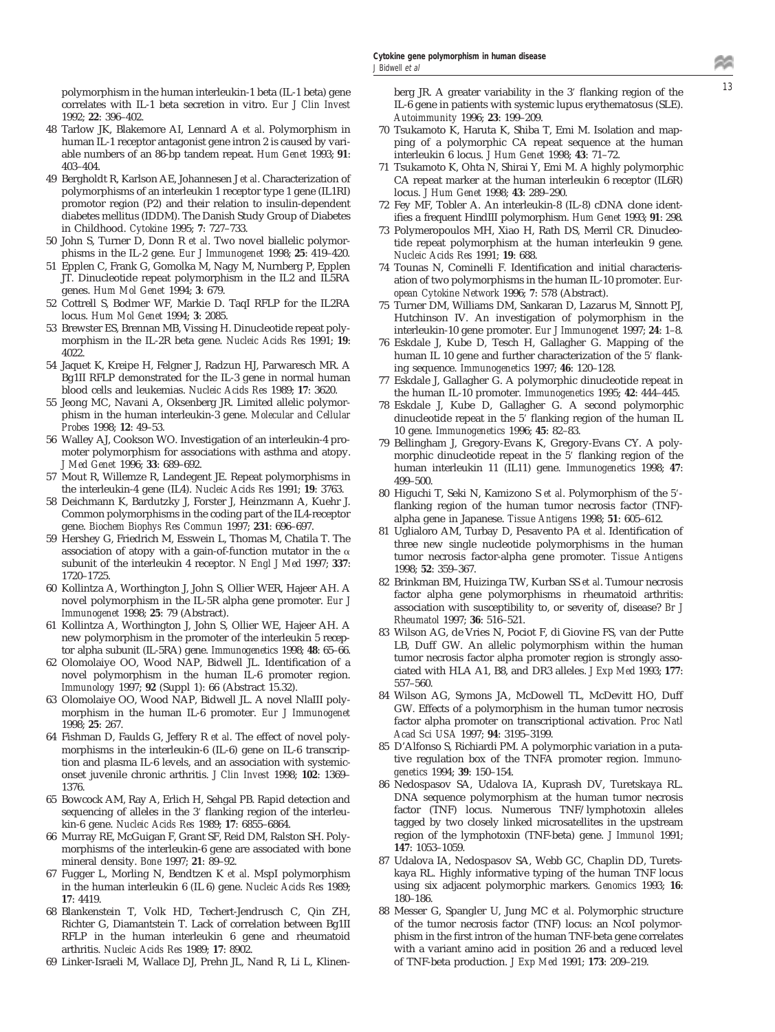polymorphism in the human interleukin-1 beta (IL-1 beta) gene correlates with IL-1 beta secretion in vitro. *Eur J Clin Invest* 1992; **22**: 396–402.

48 Tarlow JK, Blakemore AI, Lennard A *et al*. Polymorphism in human IL-1 receptor antagonist gene intron 2 is caused by variable numbers of an 86-bp tandem repeat. *Hum Genet* 1993; **91**: 403–404.

49 Bergholdt R, Karlson AE, Johannesen J *et al*. Characterization of polymorphisms of an interleukin 1 receptor type 1 gene (IL1RI) promotor region (P2) and their relation to insulin-dependent diabetes mellitus (IDDM). The Danish Study Group of Diabetes in Childhood. *Cytokine* 1995; **7**: 727–733.

50 John S, Turner D, Donn R *et al*. Two novel biallelic polymorphisms in the IL-2 gene. *Eur J Immunogenet* 1998; **25**: 419–420.

51 Epplen C, Frank G, Gomolka M, Nagy M, Nurnberg P, Epplen JT. Dinucleotide repeat polymorphism in the IL2 and IL5RA genes. *Hum Mol Genet* 1994; **3**: 679.

52 Cottrell S, Bodmer WF, Markie D. TaqI RFLP for the IL2RA locus. *Hum Mol Genet* 1994; **3**: 2085.

53 Brewster ES, Brennan MB, Vissing H. Dinucleotide repeat polymorphism in the IL-2R beta gene. *Nucleic Acids Res* 1991; **19**: 4022.

54 Jaquet K, Kreipe H, Felgner J, Radzun HJ, Parwaresch MR. A Bg1II RFLP demonstrated for the IL-3 gene in normal human blood cells and leukemias. *Nucleic Acids Res* 1989; **17**: 3620.

55 Jeong MC, Navani A, Oksenberg JR. Limited allelic polymorphism in the human interleukin-3 gene. *Molecular and Cellular Probes* 1998; **12**: 49–53.

56 Walley AJ, Cookson WO. Investigation of an interleukin-4 promoter polymorphism for associations with asthma and atopy. *J Med Genet* 1996; **33**: 689–692.

57 Mout R, Willemze R, Landegent JE. Repeat polymorphisms in the interleukin-4 gene (IL4). *Nucleic Acids Res* 1991; **19**: 3763.

58 Deichmann K, Bardutzky J, Forster J, Heinzmann A, Kuehr J. Common polymorphisms in the coding part of the IL4-receptor gene. *Biochem Biophys Res Commun* 1997; **231**: 696–697.

59 Hershey G, Friedrich M, Esswein L, Thomas M, Chatila T. The association of atopy with a gain-of-function mutator in the $\alpha$ subunit of the interleukin 4 receptor. *N Engl J Med* 1997; **337**: 1720–1725.

60 Kollintza A, Worthington J, John S, Ollier WER, Hajeer AH. A novel polymorphism in the IL-5R alpha gene promoter. *Eur J Immunogenet* 1998; **25**: 79 (Abstract).

61 Kollintza A, Worthington J, John S, Ollier WE, Hajeer AH. A new polymorphism in the promoter of the interleukin 5 receptor alpha subunit (IL-5RA) gene. *Immunogenetics* 1998; **48**: 65–66.

62 Olomolaiye OO, Wood NAP, Bidwell JL. Identification of a novel polymorphism in the human IL-6 promoter region. *Immunology* 1997; **92** (Suppl 1): 66 (Abstract 15.32).

63 Olomolaiye OO, Wood NAP, Bidwell JL. A novel NlaIII polymorphism in the human IL-6 promoter. *Eur J Immunogenet* 1998; **25**: 267.

64 Fishman D, Faulds G, Jeffery R *et al*. The effect of novel polymorphisms in the interleukin-6 (IL-6) gene on IL-6 transcription and plasma IL-6 levels, and an association with systemic-onset juvenile chronic arthritis. *J Clin Invest* 1998; **102**: 1369–1376.

65 Bowcock AM, Ray A, Erlich H, Sehgal PB. Rapid detection and sequencing of alleles in the 3′ flanking region of the interleukin-6 gene. *Nucleic Acids Res* 1989; **17**: 6855–6864.

66 Murray RE, McGuigan F, Grant SF, Reid DM, Ralston SH. Polymorphisms of the interleukin-6 gene are associated with bone mineral density. *Bone* 1997; **21**: 89–92.

67 Fugger L, Morling N, Bendtzen K *et al*. MspI polymorphism in the human interleukin 6 (IL 6) gene. *Nucleic Acids Res* 1989; **17**: 4419.

68 Blankenstein T, Volk HD, Techert-Jendrusch C, Qin ZH, Richter G, Diamantstein T. Lack of correlation between Bg1II RFLP in the human interleukin 6 gene and rheumatoid arthritis. *Nucleic Acids Res* 1989; **17**: 8902.

69 Linker-Israeli M, Wallace DJ, Prehn JL, Nand R, Li L, Klinenberg JR. A greater variability in the 3′ flanking region of the IL-6 gene in patients with systemic lupus erythematosus (SLE). *Autoimmunity* 1996; **23**: 199–209.

70 Tsukamoto K, Haruta K, Shiba T, Emi M. Isolation and mapping of a polymorphic CA repeat sequence at the human interleukin 6 locus. *J Hum Genet* 1998; **43**: 71–72.

71 Tsukamoto K, Ohta N, Shirai Y, Emi M. A highly polymorphic CA repeat marker at the human interleukin 6 receptor (IL6R) locus. *J Hum Genet* 1998; **43**: 289–290.

72 Fey MF, Tobler A. An interleukin-8 (IL-8) cDNA clone identifies a frequent HindIII polymorphism. *Hum Genet* 1993; **91**: 298.

73 Polymeropoulos MH, Xiao H, Rath DS, Merril CR. Dinucleotide repeat polymorphism at the human interleukin 9 gene. *Nucleic Acids Res* 1991; **19**: 688.

74 Tounas N, Cominelli F. Identification and initial characterisation of two polymorphisms in the human IL-10 promoter. *European Cytokine Network* 1996; **7**: 578 (Abstract).

75 Turner DM, Williams DM, Sankaran D, Lazarus M, Sinnott PJ, Hutchinson IV. An investigation of polymorphism in the interleukin-10 gene promoter. *Eur J Immunogenet* 1997; **24**: 1–8.

76 Eskdale J, Kube D, Tesch H, Gallagher G. Mapping of the human IL 10 gene and further characterization of the 5′ flanking sequence. *Immunogenetics* 1997; **46**: 120–128.

77 Eskdale J, Gallagher G. A polymorphic dinucleotide repeat in the human IL-10 promoter. *Immunogenetics* 1995; **42**: 444–445.

78 Eskdale J, Kube D, Gallagher G. A second polymorphic dinucleotide repeat in the 5′ flanking region of the human IL 10 gene. *Immunogenetics* 1996; **45**: 82–83.

79 Bellingham J, Gregory-Evans K, Gregory-Evans CY. A polymorphic dinucleotide repeat in the 5′ flanking region of the human interleukin 11 (IL11) gene. *Immunogenetics* 1998; **47**: 499–500.

80 Higuchi T, Seki N, Kamizono S *et al*. Polymorphism of the 5′-flanking region of the human tumor necrosis factor (TNF)-alpha gene in Japanese. *Tissue Antigens* 1998; **51**: 605–612.

81 Uglialoro AM, Turbay D, Pesavento PA *et al*. Identification of three new single nucleotide polymorphisms in the human tumor necrosis factor-alpha gene promoter. *Tissue Antigens* 1998; **52**: 359–367.

82 Brinkman BM, Huizinga TW, Kurban SS *et al*. Tumour necrosis factor alpha gene polymorphisms in rheumatoid arthritis: association with susceptibility to, or severity of, disease? *Br J Rheumatol* 1997; **36**: 516–521.

83 Wilson AG, de Vries N, Pociot F, di Giovine FS, van der Putte LB, Duff GW. An allelic polymorphism within the human tumor necrosis factor alpha promoter region is strongly associated with HLA A1, B8, and DR3 alleles. *J Exp Med* 1993; **177**: 557–560.

84 Wilson AG, Symons JA, McDowell TL, McDevitt HO, Duff GW. Effects of a polymorphism in the human tumor necrosis factor alpha promoter on transcriptional activation. *Proc Natl Acad Sci USA* 1997; **94**: 3195–3199.

85 D'Alfonso S, Richiardi PM. A polymorphic variation in a putative regulation box of the TNFA promoter region. *Immunogenetics* 1994; **39**: 150–154.

86 Nedospasov SA, Udalova IA, Kuprash DV, Turetskaya RL. DNA sequence polymorphism at the human tumor necrosis factor (TNF) locus. Numerous TNF/lymphotoxin alleles tagged by two closely linked microsatellites in the upstream region of the lymphotoxin (TNF-beta) gene. *J Immunol* 1991; **147**: 1053–1059.

87 Udalova IA, Nedospasov SA, Webb GC, Chaplin DD, Turetskaya RL. Highly informative typing of the human TNF locus using six adjacent polymorphic markers. *Genomics* 1993; **16**: 180–186.

88 Messer G, Spangler U, Jung MC *et al*. Polymorphic structure of the tumor necrosis factor (TNF) locus: an NcoI polymorphism in the first intron of the human TNF-beta gene correlates with a variant amino acid in position 26 and a reduced level of TNF-beta production. *J Exp Med* 1991; **173**: 209–219.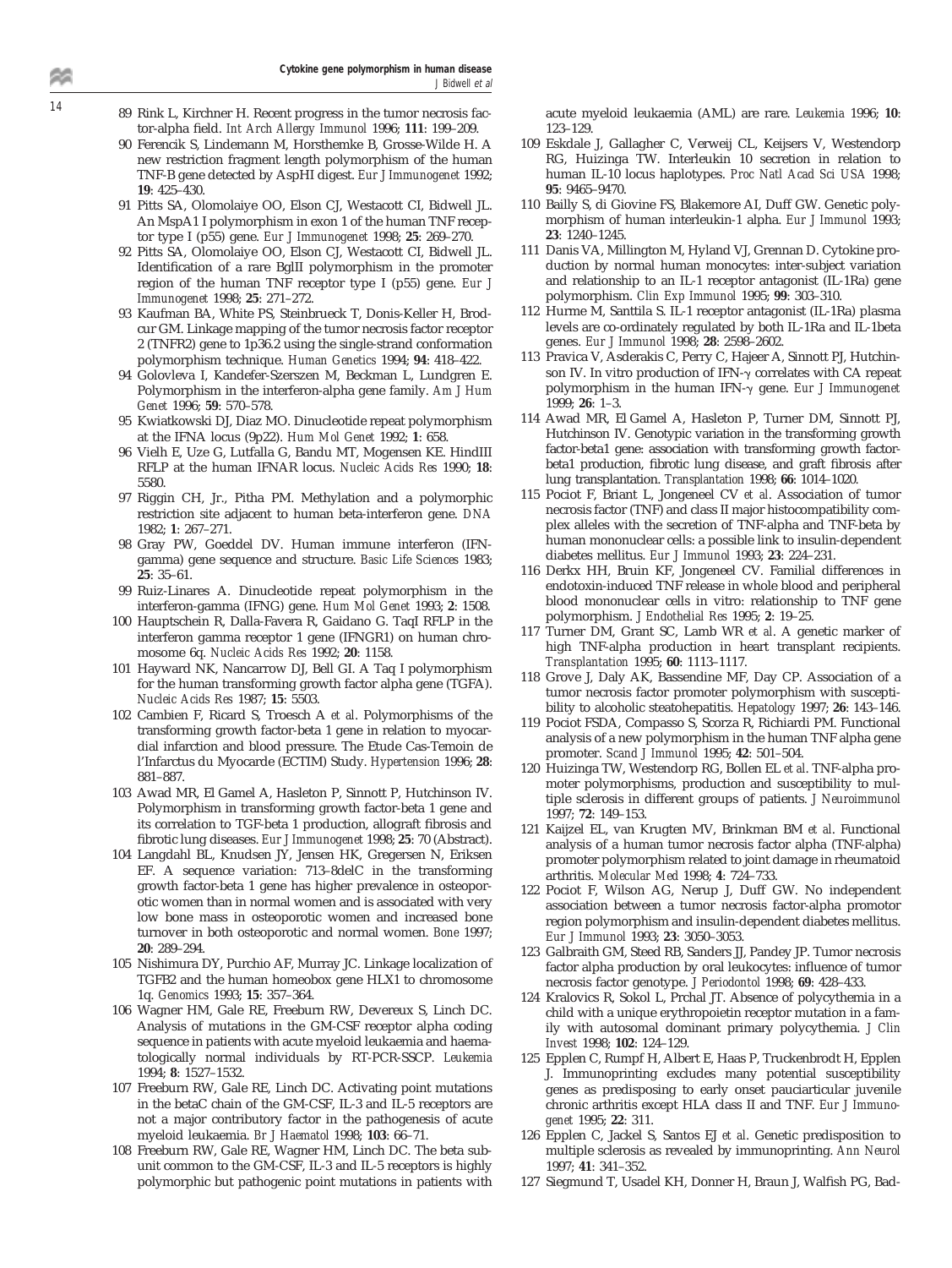89 Rink L, Kirchner H. Recent progress in the tumor necrosis factor-alpha field. *Int Arch Allergy Immunol* 1996; **111**: 199–209.

90 Ferencik S, Lindemann M, Horsthemke B, Grosse-Wilde H. A new restriction fragment length polymorphism of the human TNF-B gene detected by AspHI digest. *Eur J Immunogenet* 1992; **19**: 425–430.

91 Pitts SA, Olomolaiye OO, Elson CJ, Westacott CI, Bidwell JL. An MspA1 I polymorphism in exon 1 of the human TNF receptor type I (p55) gene. *Eur J Immunogenet* 1998; **25**: 269–270.

92 Pitts SA, Olomolaiye OO, Elson CJ, Westacott CI, Bidwell JL. Identification of a rare BglII polymorphism in the promoter region of the human TNF receptor type I (p55) gene. *Eur J Immunogenet* 1998; **25**: 271–272.

93 Kaufman BA, White PS, Steinbrueck T, Donis-Keller H, Brodcur GM. Linkage mapping of the tumor necrosis factor receptor 2 (TNFR2) gene to 1p36.2 using the single-strand conformation polymorphism technique. *Human Genetics* 1994; **94**: 418–422.

94 Golovleva I, Kandefer-Szerszen M, Beckman L, Lundgren E. Polymorphism in the interferon-alpha gene family. *Am J Hum Genet* 1996; **59**: 570–578.

95 Kwiatkowski DJ, Diaz MO. Dinucleotide repeat polymorphism at the IFNA locus (9p22). *Hum Mol Genet* 1992; **1**: 658.

96 Vielh E, Uze G, Lutfalla G, Bandu MT, Mogensen KE. HindIII RFLP at the human IFNAR locus. *Nucleic Acids Res* 1990; **18**: 5580.

97 Riggin CH, Jr., Pitha PM. Methylation and a polymorphic restriction site adjacent to human beta-interferon gene. *DNA* 1982; **1**: 267–271.

98 Gray PW, Goeddel DV. Human immune interferon (IFN-gamma) gene sequence and structure. *Basic Life Sciences* 1983; **25**: 35–61.

99 Ruiz-Linares A. Dinucleotide repeat polymorphism in the interferon-gamma (IFNG) gene. *Hum Mol Genet* 1993; **2**: 1508.

100 Hauptschein R, Dalla-Favera R, Gaidano G. TaqI RFLP in the interferon gamma receptor 1 gene (IFNGR1) on human chromosome 6q. *Nucleic Acids Res* 1992; **20**: 1158.

101 Hayward NK, Nancarrow DJ, Bell GI. A Taq I polymorphism for the human transforming growth factor alpha gene (TGFA). *Nucleic Acids Res* 1987; **15**: 5503.

102 Cambien F, Ricard S, Troesch A *et al*. Polymorphisms of the transforming growth factor-beta 1 gene in relation to myocardial infarction and blood pressure. The Etude Cas-Temoin de l'Infarctus du Myocarde (ECTIM) Study. *Hypertension* 1996; **28**: 881–887.

103 Awad MR, El Gamel A, Hasleton P, Sinnott P, Hutchinson IV. Polymorphism in transforming growth factor-beta 1 gene and its correlation to TGF-beta 1 production, allograft fibrosis and fibrotic lung diseases. *Eur J Immunogenet* 1998; **25**: 70 (Abstract).

104 Langdahl BL, Knudsen JY, Jensen HK, Gregersen N, Eriksen EF. A sequence variation: 713–8delC in the transforming growth factor-beta 1 gene has higher prevalence in osteoporotic women than in normal women and is associated with very low bone mass in osteoporotic women and increased bone turnover in both osteoporotic and normal women. *Bone* 1997; **20**: 289–294.

105 Nishimura DY, Purchio AF, Murray JC. Linkage localization of TGFB2 and the human homeobox gene HLX1 to chromosome 1q. *Genomics* 1993; **15**: 357–364.

106 Wagner HM, Gale RE, Freeburn RW, Devereux S, Linch DC. Analysis of mutations in the GM-CSF receptor alpha coding sequence in patients with acute myeloid leukaemia and haematologically normal individuals by RT-PCR-SSCP. *Leukemia* 1994; **8**: 1527–1532.

107 Freeburn RW, Gale RE, Linch DC. Activating point mutations in the betaC chain of the GM-CSF, IL-3 and IL-5 receptors are not a major contributory factor in the pathogenesis of acute myeloid leukaemia. *Br J Haematol* 1998; **103**: 66–71.

108 Freeburn RW, Gale RE, Wagner HM, Linch DC. The beta subunit common to the GM-CSF, IL-3 and IL-5 receptors is highly polymorphic but pathogenic point mutations in patients with acute myeloid leukaemia (AML) are rare. *Leukemia* 1996; **10**: 123–129.

109 Eskdale J, Gallagher C, Verweij CL, Keijsers V, Westendorp RG, Huizinga TW. Interleukin 10 secretion in relation to human IL-10 locus haplotypes. *Proc Natl Acad Sci USA* 1998; **95**: 9465–9470.

110 Bailly S, di Giovine FS, Blakemore AI, Duff GW. Genetic polymorphism of human interleukin-1 alpha. *Eur J Immunol* 1993; **23**: 1240–1245.

111 Danis VA, Millington M, Hyland VJ, Grennan D. Cytokine production by normal human monocytes: inter-subject variation and relationship to an IL-1 receptor antagonist (IL-1Ra) gene polymorphism. *Clin Exp Immunol* 1995; **99**: 303–310.

112 Hurme M, Santtila S. IL-1 receptor antagonist (IL-1Ra) plasma levels are co-ordinately regulated by both IL-1Ra and IL-1beta genes. *Eur J Immunol* 1998; **28**: 2598–2602.

113 Pravica V, Asderakis C, Perry C, Hajeer A, Sinnott PJ, Hutchinson IV. In vitro production of IFN-γ correlates with CA repeat polymorphism in the human IFN-γ gene. *Eur J Immunogenet* 1999; **26**: 1–3.

114 Awad MR, El Gamel A, Hasleton P, Turner DM, Sinnott PJ, Hutchinson IV. Genotypic variation in the transforming growth factor-beta1 gene: association with transforming growth factor-beta1 production, fibrotic lung disease, and graft fibrosis after lung transplantation. *Transplantation* 1998; **66**: 1014–1020.

115 Pociot F, Briant L, Jongeneel CV *et al*. Association of tumor necrosis factor (TNF) and class II major histocompatibility complex alleles with the secretion of TNF-alpha and TNF-beta by human mononuclear cells: a possible link to insulin-dependent diabetes mellitus. *Eur J Immunol* 1993; **23**: 224–231.

116 Derkx HH, Bruin KF, Jongeneel CV. Familial differences in endotoxin-induced TNF release in whole blood and peripheral blood mononuclear cells in vitro: relationship to TNF gene polymorphism. *J Endothelial Res* 1995; **2**: 19–25.

117 Turner DM, Grant SC, Lamb WR *et al*. A genetic marker of high TNF-alpha production in heart transplant recipients. *Transplantation* 1995; **60**: 1113–1117.

118 Grove J, Daly AK, Bassendine MF, Day CP. Association of a tumor necrosis factor promoter polymorphism with susceptibility to alcoholic steatohepatitis. *Hepatology* 1997; **26**: 143–146.

119 Pociot FSDA, Compasso S, Scorza R, Richiardi PM. Functional analysis of a new polymorphism in the human TNF alpha gene promoter. *Scand J Immunol* 1995; **42**: 501–504.

120 Huizinga TW, Westendorp RG, Bollen EL *et al*. TNF-alpha promoter polymorphisms, production and susceptibility to multiple sclerosis in different groups of patients. *J Neuroimmunol* 1997; **72**: 149–153.

121 Kaijzel EL, van Krugten MV, Brinkman BM *et al*. Functional analysis of a human tumor necrosis factor alpha (TNF-alpha) promoter polymorphism related to joint damage in rheumatoid arthritis. *Molecular Med* 1998; **4**: 724–733.

122 Pociot F, Wilson AG, Nerup J, Duff GW. No independent association between a tumor necrosis factor-alpha promotor region polymorphism and insulin-dependent diabetes mellitus. *Eur J Immunol* 1993; **23**: 3050–3053.

123 Galbraith GM, Steed RB, Sanders JJ, Pandey JP. Tumor necrosis factor alpha production by oral leukocytes: influence of tumor necrosis factor genotype. *J Periodontol* 1998; **69**: 428–433.

124 Kralovics R, Sokol L, Prchal JT. Absence of polycythemia in a child with a unique erythropoietin receptor mutation in a family with autosomal dominant primary polycythemia. *J Clin Invest* 1998; **102**: 124–129.

125 Epplen C, Rumpf H, Albert E, Haas P, Truckenbrodt H, Epplen J. Immunoprinting excludes many potential susceptibility genes as predisposing to early onset pauciarticular juvenile chronic arthritis except HLA class II and TNF. *Eur J Immunogenet* 1995; **22**: 311.

126 Epplen C, Jackel S, Santos EJ *et al*. Genetic predisposition to multiple sclerosis as revealed by immunoprinting. *Ann Neurol* 1997; **41**: 341–352.

127 Siegmund T, Usadel KH, Donner H, Braun J, Walfish PG, Bad-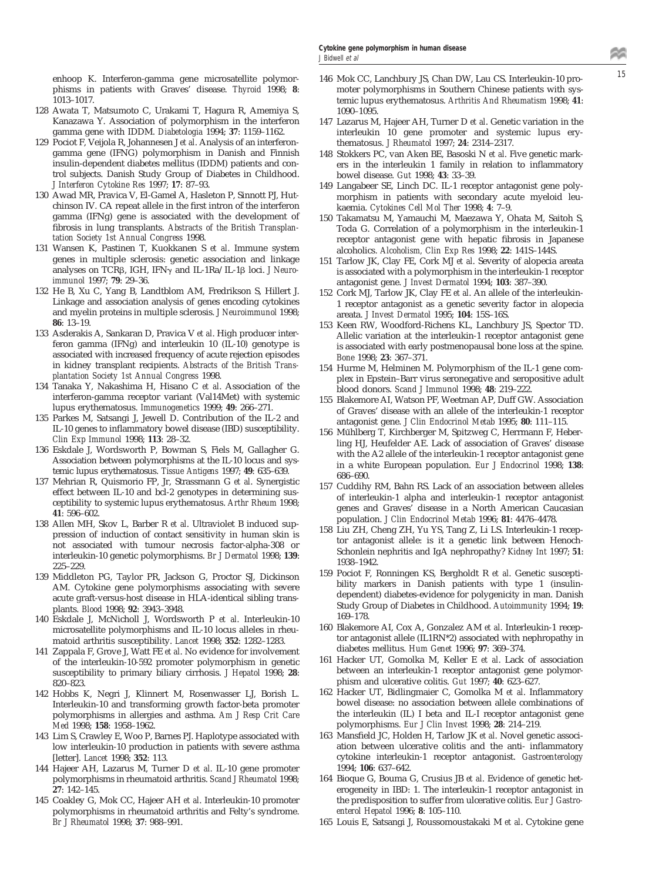enhoop K. Interferon-gamma gene microsatellite polymorphisms in patients with Graves' disease. *Thyroid* 1998; **8**: 1013–1017.

128 Awata T, Matsumoto C, Urakami T, Hagura R, Amemiya S, Kanazawa Y. Association of polymorphism in the interferon gamma gene with IDDM. *Diabetologia* 1994; **37**: 1159–1162.

129 Pociot F, Veijola R, Johannesen J *et al*. Analysis of an interferon-gamma gene (IFNG) polymorphism in Danish and Finnish insulin-dependent diabetes mellitus (IDDM) patients and control subjects. Danish Study Group of Diabetes in Childhood. *J Interferon Cytokine Res* 1997; **17**: 87–93.

130 Awad MR, Pravica V, El-Gamel A, Hasleton P, Sinnott PJ, Hutchinson IV. CA repeat allele in the first intron of the interferon gamma (IFNg) gene is associated with the development of fibrosis in lung transplants. *Abstracts of the British Transplantation Society 1st Annual Congress* 1998.

131 Wansen K, Pastinen T, Kuokkanen S *et al*. Immune system genes in multiple sclerosis: genetic association and linkage analyses on TCRβ, IGH, IFNγ and IL-1Ra/IL-1β loci. *J Neuroimmunol* 1997; **79**: 29–36.

132 He B, Xu C, Yang B, Landtblom AM, Fredrikson S, Hillert J. Linkage and association analysis of genes encoding cytokines and myelin proteins in multiple sclerosis. *J Neuroimmunol* 1998; **86**: 13–19.

133 Asderakis A, Sankaran D, Pravica V *et al*. High producer interferon gamma (IFNg) and interleukin 10 (IL-10) genotype is associated with increased frequency of acute rejection episodes in kidney transplant recipients. *Abstracts of the British Transplantation Society 1st Annual Congress* 1998.

134 Tanaka Y, Nakashima H, Hisano C *et al*. Association of the interferon-gamma receptor variant (Val14Met) with systemic lupus erythematosus. *Immunogenetics* 1999; **49**: 266–271.

135 Parkes M, Satsangi J, Jewell D. Contribution of the IL-2 and IL-10 genes to inflammatory bowel disease (IBD) susceptibility. *Clin Exp Immunol* 1998; **113**: 28–32.

136 Eskdale J, Wordsworth P, Bowman S, Fiels M, Gallagher G. Association between polymorphisms at the IL-10 locus and systemic lupus erythematosus. *Tissue Antigens* 1997; **49**: 635–639.

137 Mehrian R, Quismorio FP, Jr, Strassmann G *et al*. Synergistic effect between IL-10 and bcl-2 genotypes in determining susceptibility to systemic lupus erythematosus. *Arthr Rheum* 1998; **41**: 596–602.

138 Allen MH, Skov L, Barber R *et al*. Ultraviolet B induced suppression of induction of contact sensitivity in human skin is not associated with tumour necrosis factor-alpha-308 or interleukin-10 genetic polymorphisms. *Br J Dermatol* 1998; **139**: 225–229.

139 Middleton PG, Taylor PR, Jackson G, Proctor SJ, Dickinson AM. Cytokine gene polymorphisms associating with severe acute graft-versus-host disease in HLA-identical sibling transplants. *Blood* 1998; **92**: 3943–3948.

140 Eskdale J, McNicholl J, Wordsworth P *et al*. Interleukin-10 microsatellite polymorphisms and IL-10 locus alleles in rheumatoid arthritis susceptibility. *Lancet* 1998; **352**: 1282–1283.

141 Zappala F, Grove J, Watt FE *et al*. No evidence for involvement of the interleukin-10-592 promoter polymorphism in genetic susceptibility to primary biliary cirrhosis. *J Hepatol* 1998; **28**: 820–823.

142 Hobbs K, Negri J, Klinnert M, Rosenwasser LJ, Borish L. Interleukin-10 and transforming growth factor-beta promoter polymorphisms in allergies and asthma. *Am J Resp Crit Care Med* 1998; **158**: 1958–1962.

143 Lim S, Crawley E, Woo P, Barnes PJ. Haplotype associated with low interleukin-10 production in patients with severe asthma [letter]. *Lancet* 1998; **352**: 113.

144 Hajeer AH, Lazarus M, Turner D *et al*. IL-10 gene promoter polymorphisms in rheumatoid arthritis. *Scand J Rheumatol* 1998; **27**: 142–145.

145 Coakley G, Mok CC, Hajeer AH *et al*. Interleukin-10 promoter polymorphisms in rheumatoid arthritis and Felty's syndrome. *Br J Rheumatol* 1998; **37**: 988–991.

146 Mok CC, Lanchbury JS, Chan DW, Lau CS. Interleukin-10 promoter polymorphisms in Southern Chinese patients with systemic lupus erythematosus. *Arthritis And Rheumatism* 1998; **41**: 1090–1095.

147 Lazarus M, Hajeer AH, Turner D *et al*. Genetic variation in the interleukin 10 gene promoter and systemic lupus erythematosus. *J Rheumatol* 1997; **24**: 2314–2317.

148 Stokkers PC, van Aken BE, Basoski N *et al*. Five genetic markers in the interleukin 1 family in relation to inflammatory bowel disease. *Gut* 1998; **43**: 33–39.

149 Langabeer SE, Linch DC. IL-1 receptor antagonist gene polymorphism in patients with secondary acute myeloid leukaemia. *Cytokines Cell Mol Ther* 1998; **4**: 7–9.

150 Takamatsu M, Yamauchi M, Maezawa Y, Ohata M, Saitoh S, Toda G. Correlation of a polymorphism in the interleukin-1 receptor antagonist gene with hepatic fibrosis in Japanese alcoholics. *Alcoholism, Clin Exp Res* 1998; **22**: 141S–144S.

151 Tarlow JK, Clay FE, Cork MJ *et al*. Severity of alopecia areata is associated with a polymorphism in the interleukin-1 receptor antagonist gene. *J Invest Dermatol* 1994; **103**: 387–390.

152 Cork MJ, Tarlow JK, Clay FE *et al*. An allele of the interleukin-1 receptor antagonist as a genetic severity factor in alopecia areata. *J Invest Dermatol* 1995; **104**: 15S–16S.

153 Keen RW, Woodford-Richens KL, Lanchbury JS, Spector TD. Allelic variation at the interleukin-1 receptor antagonist gene is associated with early postmenopausal bone loss at the spine. *Bone* 1998; **23**: 367–371.

154 Hurme M, Helminen M. Polymorphism of the IL-1 gene complex in Epstein–Barr virus seronegative and seropositive adult blood donors. *Scand J Immunol* 1998; **48**: 219–222.

155 Blakemore AI, Watson PF, Weetman AP, Duff GW. Association of Graves' disease with an allele of the interleukin-1 receptor antagonist gene. *J Clin Endocrinol Metab* 1995; **80**: 111–115.

156 Mühlberg T, Kirchberger M, Spitzweg C, Herrmann F, Heberling HJ, Heufelder AE. Lack of association of Graves' disease with the A2 allele of the interleukin-1 receptor antagonist gene in a white European population. *Eur J Endocrinol* 1998; **138**: 686–690.

157 Cuddihy RM, Bahn RS. Lack of an association between alleles of interleukin-1 alpha and interleukin-1 receptor antagonist genes and Graves' disease in a North American Caucasian population. *J Clin Endocrinol Metab* 1996; **81**: 4476–4478.

158 Liu ZH, Cheng ZH, Yu YS, Tang Z, Li LS. Interleukin-1 receptor antagonist allele: is it a genetic link between Henoch-Schonlein nephritis and IgA nephropathy? *Kidney Int* 1997; **51**: 1938–1942.

159 Pociot F, Ronningen KS, Bergholdt R *et al*. Genetic susceptibility markers in Danish patients with type 1 (insulin-dependent) diabetes-evidence for polygenicity in man. Danish Study Group of Diabetes in Childhood. *Autoimmunity* 1994; **19**: 169–178.

160 Blakemore AI, Cox A, Gonzalez AM *et al*. Interleukin-1 receptor antagonist allele (IL1RN*2) associated with nephropathy in diabetes mellitus. *Hum Genet* 1996; **97**: 369–374.

161 Hacker UT, Gomolka M, Keller E *et al*. Lack of association between an interleukin-1 receptor antagonist gene polymorphism and ulcerative colitis. *Gut* 1997; **40**: 623–627.

162 Hacker UT, Bidlingmaier C, Gomolka M *et al*. Inflammatory bowel disease: no association between allele combinations of the interleukin (IL) I beta and IL-I receptor antagonist gene polymorphisms. *Eur J Clin Invest* 1998; **28**: 214–219.

163 Mansfield JC, Holden H, Tarlow JK *et al*. Novel genetic association between ulcerative colitis and the anti- inflammatory cytokine interleukin-1 receptor antagonist. *Gastroenterology* 1994; **106**: 637–642.

164 Bioque G, Bouma G, Crusius JB *et al*. Evidence of genetic heterogeneity in IBD: 1. The interleukin-1 receptor antagonist in the predisposition to suffer from ulcerative colitis. *Eur J Gastroenterol Hepatol* 1996; **8**: 105–110.

165 Louis E, Satsangi J, Roussomoustakaki M *et al*. Cytokine gene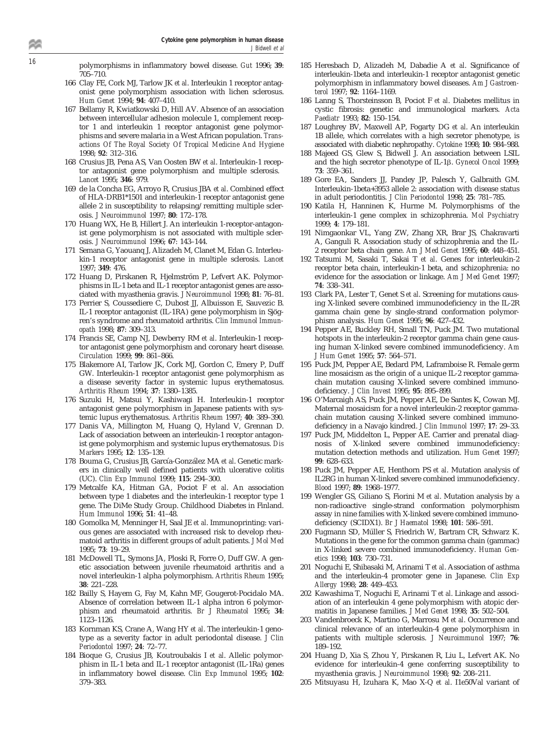polymorphisms in inflammatory bowel disease. *Gut* 1996; **39**: 705–710.

166 Clay FE, Cork MJ, Tarlow JK *et al*. Interleukin 1 receptor antagonist gene polymorphism association with lichen sclerosus. *Hum Genet* 1994; **94**: 407–410.

167 Bellamy R, Kwiatkowski D, Hill AV. Absence of an association between intercellular adhesion molecule 1, complement receptor 1 and interleukin 1 receptor antagonist gene polymorphisms and severe malaria in a West African population. *Transactions Of The Royal Society Of Tropical Medicine And Hygiene* 1998; **92**: 312–316.

168 Crusius JB, Pena AS, Van Oosten BW *et al*. Interleukin-1 receptor antagonist gene polymorphism and multiple sclerosis. *Lancet* 1995; **346**: 979.

169 de la Concha EG, Arroyo R, Crusius JBA *et al*. Combined effect of HLA-DRB1*1501 and interleukin-1 receptor antagonist gene allele 2 in susceptibility to relapsing/remitting multiple sclerosis. *J Neuroimmunol* 1997; **80**: 172–178.

170 Huang WX, He B, Hillert J. An interleukin 1-receptor-antagonist gene polymorphism is not associated with multiple sclerosis. *J Neuroimmunol* 1996; **67**: 143–144.

171 Semana G, Yaouanq J, Alizadeh M, Clanet M, Edan G. Interleukin-1 receptor antagonist gene in multiple sclerosis. *Lancet* 1997; **349**: 476.

172 Huang D, Pirskanen R, Hjelmström P, Lefvert AK. Polymorphisms in IL-1 beta and IL-1 receptor antagonist genes are associated with myasthenia gravis. *J Neuroimmunol* 1998; **81**: 76–81.

173 Perrier S, Coussediere C, Dubost JJ, Albuisson E, Sauvezic B. IL-1 receptor antagonist (IL-1RA) gene polymorphism in Sjögren's syndrome and rheumatoid arthritis. *Clin Immunol Immunopath* 1998; **87**: 309–313.

174 Francis SE, Camp NJ, Dewberry RM *et al*. Interleukin-1 receptor antagonist gene polymorphism and coronary heart disease. *Circulation* 1999; **99**: 861–866.

175 Blakemore AI, Tarlow JK, Cork MJ, Gordon C, Emery P, Duff GW. Interleukin-1 receptor antagonist gene polymorphism as a disease severity factor in systemic lupus erythematosus. *Arthritis Rheum* 1994; **37**: 1380–1385.

176 Suzuki H, Matsui Y, Kashiwagi H. Interleukin-1 receptor antagonist gene polymorphism in Japanese patients with systemic lupus erythematosus. *Arthritis Rheum* 1997; **40**: 389–390.

177 Danis VA, Millington M, Huang Q, Hyland V, Grennan D. Lack of association between an interleukin-1 receptor antagonist gene polymorphism and systemic lupus erythematosus. *Dis Markers* 1995; **12**: 135–139.

178 Bouma G, Crusius JB, García-González MA *et al*. Genetic markers in clinically well defined patients with ulcerative colitis (UC). *Clin Exp Immunol* 1999; **115**: 294–300.

179 Metcalfe KA, Hitman GA, Pociot F *et al*. An association between type 1 diabetes and the interleukin-1 receptor type 1 gene. The DiMe Study Group. Childhood Diabetes in Finland. *Hum Immunol* 1996; **51**: 41–48.

180 Gomolka M, Menninger H, Saal JE *et al*. Immunoprinting: various genes are associated with increased risk to develop rheumatoid arthritis in different groups of adult patients. *J Mol Med* 1995; **73**: 19–29.

181 McDowell TL, Symons JA, Ploski R, Forre O, Duff GW. A genetic association between juvenile rheumatoid arthritis and a novel interleukin-1 alpha polymorphism. *Arthritis Rheum* 1995; **38**: 221–228.

182 Bailly S, Hayem G, Fay M, Kahn MF, Gougerot-Pocidalo MA. Absence of correlation between IL-1 alpha intron 6 polymorphism and rheumatoid arthritis. *Br J Rheumatol* 1995; **34**: 1123–1126.

183 Kornman KS, Crane A, Wang HY *et al*. The interleukin-1 genotype as a severity factor in adult periodontal disease. *J Clin Periodontol* 1997; **24**: 72–77.

184 Bioque G, Crusius JB, Koutroubakis I *et al*. Allelic polymorphism in IL-1 beta and IL-1 receptor antagonist (IL-1Ra) genes in inflammatory bowel disease. *Clin Exp Immunol* 1995; **102**: 379–383.

185 Heresbach D, Alizadeh M, Dabadie A *et al*. Significance of interleukin-1beta and interleukin-1 receptor antagonist genetic polymorphism in inflammatory bowel diseases. *Am J Gastroenterol* 1997; **92**: 1164–1169.

186 Lanng S, Thorsteinsson B, Pociot F *et al*. Diabetes mellitus in cystic fibrosis: genetic and immunological markers. *Acta Paediatr* 1993; **82**: 150–154.

187 Loughrey BV, Maxwell AP, Fogarty DG *et al*. An interleukin 1B allele, which correlates with a high secretor phenotype, is associated with diabetic nephropathy. *Cytokine* 1998; **10**: 984–988.

188 Majeed GS, Glew S, Bidwell J. An association between LSIL and the high secretor phenotype of IL-1β. *Gynecol Oncol* 1999; **73**: 359–361.

189 Gore EA, Sanders JJ, Pandey JP, Palesch Y, Galbraith GM. Interleukin-1beta+3953 allele 2: association with disease status in adult periodontitis. *J Clin Periodontol* 1998; **25**: 781–785.

190 Katila H, Hanninen K, Hurme M. Polymorphisms of the interleukin-1 gene complex in schizophrenia. *Mol Psychiatry* 1999; **4**: 179–181.

191 Nimgaonkar VL, Yang ZW, Zhang XR, Brar JS, Chakravarti A, Ganguli R. Association study of schizophrenia and the IL-2 receptor beta chain gene. *Am J Med Genet* 1995; **60**: 448–451.

192 Tatsumi M, Sasaki T, Sakai T *et al*. Genes for interleukin-2 receptor beta chain, interleukin-1 beta, and schizophrenia: no evidence for the association or linkage. *Am J Med Genet* 1997; **74**: 338–341.

193 Clark PA, Lester T, Genet S *et al*. Screening for mutations causing X-linked severe combined immunodeficiency in the IL-2R gamma chain gene by single-strand conformation polymorphism analysis. *Hum Genet* 1995; **96**: 427–432.

194 Pepper AE, Buckley RH, Small TN, Puck JM. Two mutational hotspots in the interleukin-2 receptor gamma chain gene causing human X-linked severe combined immunodeficiency. *Am J Hum Genet* 1995; **57**: 564–571.

195 Puck JM, Pepper AE, Bedard PM, Laframboise R. Female germ line mosaicism as the origin of a unique IL-2 receptor gamma-chain mutation causing X-linked severe combined immunodeficiency. *J Clin Invest* 1995; **95**: 895–899.

196 O'Marcaigh AS, Puck JM, Pepper AE, De Santes K, Cowan MJ. Maternal mosaicism for a novel interleukin-2 receptor gamma-chain mutation causing X-linked severe combined immunodeficiency in a Navajo kindred. *J Clin Immunol* 1997; **17**: 29–33.

197 Puck JM, Middelton L, Pepper AE. Carrier and prenatal diagnosis of X-linked severe combined immunodeficiency: mutation detection methods and utilization. *Hum Genet* 1997; **99**: 628–633.

198 Puck JM, Pepper AE, Henthorn PS *et al*. Mutation analysis of IL2RG in human X-linked severe combined immunodeficiency. *Blood* 1997; **89**: 1968–1977.

199 Wengler GS, Giliano S, Fiorini M *et al*. Mutation analysis by a non-radioactive single-strand conformation polymorphism assay in nine families with X-linked severe combined immunodeficiency (SCIDX1). *Br J Haematol* 1998; **101**: 586–591.

200 Fugmann SD, Müller S, Friedrich W, Bartram CR, Schwarz K. Mutations in the gene for the common gamma chain (gammac) in X-linked severe combined immunodeficiency. *Human Genetics* 1998; **103**: 730–731.

201 Noguchi E, Shibasaki M, Arinami T *et al*. Association of asthma and the interleukin-4 promoter gene in Japanese. *Clin Exp Allergy* 1998; **28**: 449–453.

202 Kawashima T, Noguchi E, Arinami T *et al*. Linkage and association of an interleukin 4 gene polymorphism with atopic dermatitis in Japanese families. *J Med Genet* 1998; **35**: 502–504.

203 Vandenbroeck K, Martino G, Marrosu M *et al*. Occurrence and clinical relevance of an interleukin-4 gene polymorphism in patients with multiple sclerosis. *J Neuroimmunol* 1997; **76**: 189–192.

204 Huang D, Xia S, Zhou Y, Pirskanen R, Liu L, Lefvert AK. No evidence for interleukin-4 gene conferring susceptibility to myasthenia gravis. *J Neuroimmunol* 1998; **92**: 208–211.

205 Mitsuyasu H, Izuhara K, Mao X-Q *et al*. I1e50Val variant of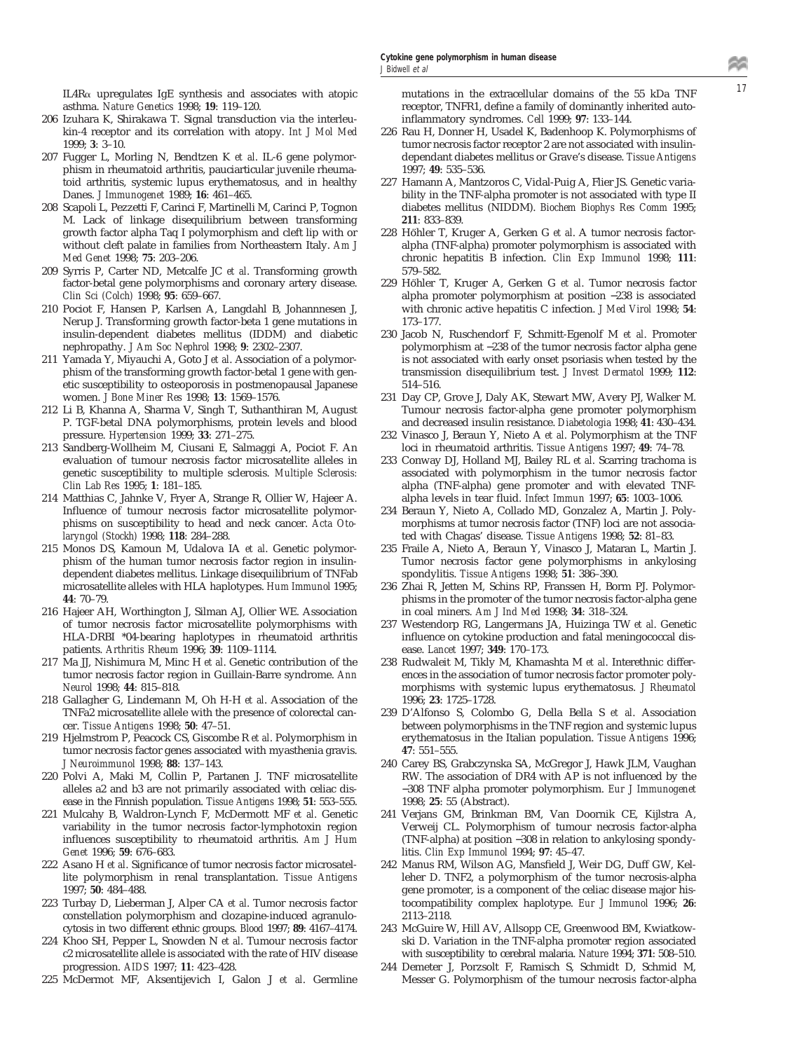IL4Rα upregulates IgE synthesis and associates with atopic asthma. *Nature Genetics* 1998; **19**: 119–120.

206 Izuhara K, Shirakawa T. Signal transduction via the interleukin-4 receptor and its correlation with atopy. *Int J Mol Med* 1999; **3**: 3–10.

207 Fugger L, Morling N, Bendtzen K *et al*. IL-6 gene polymorphism in rheumatoid arthritis, pauciarticular juvenile rheumatoid arthritis, systemic lupus erythematosus, and in healthy Danes. *J Immunogenet* 1989; **16**: 461–465.

208 Scapoli L, Pezzetti F, Carinci F, Martinelli M, Carinci P, Tognon M. Lack of linkage disequilibrium between transforming growth factor alpha Taq I polymorphism and cleft lip with or without cleft palate in families from Northeastern Italy. *Am J Med Genet* 1998; **75**: 203–206.

209 Syrris P, Carter ND, Metcalfe JC *et al*. Transforming growth factor-betal gene polymorphisms and coronary artery disease. *Clin Sci (Colch)* 1998; **95**: 659–667.

210 Pociot F, Hansen P, Karlsen A, Langdahl B, Johannnesen J, Nerup J. Transforming growth factor-beta 1 gene mutations in insulin-dependent diabetes mellitus (IDDM) and diabetic nephropathy. *J Am Soc Nephrol* 1998; **9**: 2302–2307.

211 Yamada Y, Miyauchi A, Goto J *et al*. Association of a polymorphism of the transforming growth factor-betal 1 gene with genetic susceptibility to osteoporosis in postmenopausal Japanese women. *J Bone Miner Res* 1998; **13**: 1569–1576.

212 Li B, Khanna A, Sharma V, Singh T, Suthanthiran M, August P. TGF-betal DNA polymorphisms, protein levels and blood pressure. *Hypertension* 1999; **33**: 271–275.

213 Sandberg-Wollheim M, Ciusani E, Salmaggi A, Pociot F. An evaluation of tumour necrosis factor microsatellite alleles in genetic susceptibility to multiple sclerosis. *Multiple Sclerosis: Clin Lab Res* 1995; **1**: 181–185.

214 Matthias C, Jahnke V, Fryer A, Strange R, Ollier W, Hajeer A. Influence of tumour necrosis factor microsatellite polymorphisms on susceptibility to head and neck cancer. *Acta Otolaryngol (Stockh)* 1998; **118**: 284–288.

215 Monos DS, Kamoun M, Udalova IA *et al*. Genetic polymorphism of the human tumor necrosis factor region in insulin-dependent diabetes mellitus. Linkage disequilibrium of TNFab microsatellite alleles with HLA haplotypes. *Hum Immunol* 1995; **44**: 70–79.

216 Hajeer AH, Worthington J, Silman AJ, Ollier WE. Association of tumor necrosis factor microsatellite polymorphisms with HLA-DRBI *04-bearing haplotypes in rheumatoid arthritis patients. *Arthritis Rheum* 1996; **39**: 1109–1114.

217 Ma JJ, Nishimura M, Minc H *et al*. Genetic contribution of the tumor necrosis factor region in Guillain-Barre syndrome. *Ann Neurol* 1998; **44**: 815–818.

218 Gallagher G, Lindemann M, Oh H-H *et al*. Association of the TNFa2 microsatellite allele with the presence of colorectal cancer. *Tissue Antigens* 1998; **50**: 47–51.

219 Hjelmstrom P, Peacock CS, Giscombe R *et al*. Polymorphism in tumor necrosis factor genes associated with myasthenia gravis. *J Neuroimmunol* 1998; **88**: 137–143.

220 Polvi A, Maki M, Collin P, Partanen J. TNF microsatellite alleles a2 and b3 are not primarily associated with celiac disease in the Finnish population. *Tissue Antigens* 1998; **51**: 553–555.

221 Mulcahy B, Waldron-Lynch F, McDermott MF *et al*. Genetic variability in the tumor necrosis factor-lymphotoxin region influences susceptibility to rheumatoid arthritis. *Am J Hum Genet* 1996; **59**: 676–683.

222 Asano H *et al*. Significance of tumor necrosis factor microsatellite polymorphism in renal transplantation. *Tissue Antigens* 1997; **50**: 484–488.

223 Turbay D, Lieberman J, Alper CA *et al*. Tumor necrosis factor constellation polymorphism and clozapine-induced agranulocytosis in two different ethnic groups. *Blood* 1997; **89**: 4167–4174.

224 Khoo SH, Pepper L, Snowden N *et al*. Tumour necrosis factor c2 microsatellite allele is associated with the rate of HIV disease progression. *AIDS* 1997; **11**: 423–428.

225 McDermot MF, Aksentijevich I, Galon J *et al*. Germline mutations in the extracellular domains of the 55 kDa TNF receptor, TNFR1, define a family of dominantly inherited autoinflammatory syndromes. *Cell* 1999; **97**: 133–144.

226 Rau H, Donner H, Usadel K, Badenhoop K. Polymorphisms of tumor necrosis factor receptor 2 are not associated with insulin-dependant diabetes mellitus or Grave's disease. *Tissue Antigens* 1997; **49**: 535–536.

227 Hamann A, Mantzoros C, Vidal-Puig A, Flier JS. Genetic variability in the TNF-alpha promoter is not associated with type II diabetes mellitus (NIDDM). *Biochem Biophys Res Comm* 1995; **211**: 833–839.

228 Höhler T, Kruger A, Gerken G *et al*. A tumor necrosis factor-alpha (TNF-alpha) promoter polymorphism is associated with chronic hepatitis B infection. *Clin Exp Immunol* 1998; **111**: 579–582.

229 Höhler T, Kruger A, Gerken G *et al*. Tumor necrosis factor alpha promoter polymorphism at position −238 is associated with chronic active hepatitis C infection. *J Med Virol* 1998; **54**: 173–177.

230 Jacob N, Ruschendorf F, Schmitt-Egenolf M *et al*. Promoter polymorphism at −238 of the tumor necrosis factor alpha gene is not associated with early onset psoriasis when tested by the transmission disequilibrium test. *J Invest Dermatol* 1999; **112**: 514–516.

231 Day CP, Grove J, Daly AK, Stewart MW, Avery PJ, Walker M. Tumour necrosis factor-alpha gene promoter polymorphism and decreased insulin resistance. *Diabetologia* 1998; **41**: 430–434.

232 Vinasco J, Beraun Y, Nieto A *et al*. Polymorphism at the TNF loci in rheumatoid arthritis. *Tissue Antigens* 1997; **49**: 74–78.

233 Conway DJ, Holland MJ, Bailey RL *et al*. Scarring trachoma is associated with polymorphism in the tumor necrosis factor alpha (TNF-alpha) gene promoter and with elevated TNF-alpha levels in tear fluid. *Infect Immun* 1997; **65**: 1003–1006.

234 Beraun Y, Nieto A, Collado MD, Gonzalez A, Martin J. Polymorphisms at tumor necrosis factor (TNF) loci are not associated with Chagas' disease. *Tissue Antigens* 1998; **52**: 81–83.

235 Fraile A, Nieto A, Beraun Y, Vinasco J, Mataran L, Martin J. Tumor necrosis factor gene polymorphisms in ankylosing spondylitis. *Tissue Antigens* 1998; **51**: 386–390.

236 Zhai R, Jetten M, Schins RP, Franssen H, Borm PJ. Polymorphisms in the promoter of the tumor necrosis factor-alpha gene in coal miners. *Am J Ind Med* 1998; **34**: 318–324.

237 Westendorp RG, Langermans JA, Huizinga TW *et al*. Genetic influence on cytokine production and fatal meningococcal disease. *Lancet* 1997; **349**: 170–173.

238 Rudwaleit M, Tikly M, Khamashta M *et al*. Interethnic differences in the association of tumor necrosis factor promoter polymorphisms with systemic lupus erythematosus. *J Rheumatol* 1996; **23**: 1725–1728.

239 D'Alfonso S, Colombo G, Della Bella S *et al*. Association between polymorphisms in the TNF region and systemic lupus erythematosus in the Italian population. *Tissue Antigens* 1996; **47**: 551–555.

240 Carey BS, Grabczynska SA, McGregor J, Hawk JLM, Vaughan RW. The association of DR4 with AP is not influenced by the −308 TNF alpha promoter polymorphism. *Eur J Immunogenet* 1998; **25**: 55 (Abstract).

241 Verjans GM, Brinkman BM, Van Doornik CE, Kijlstra A, Verweij CL. Polymorphism of tumour necrosis factor-alpha (TNF-alpha) at position −308 in relation to ankylosing spondylitis. *Clin Exp Immunol* 1994; **97**: 45–47.

242 Manus RM, Wilson AG, Mansfield J, Weir DG, Duff GW, Kelleher D. TNF2, a polymorphism of the tumor necrosis-alpha gene promoter, is a component of the celiac disease major histocompatibility complex haplotype. *Eur J Immunol* 1996; **26**: 2113–2118.

243 McGuire W, Hill AV, Allsopp CE, Greenwood BM, Kwiatkowski D. Variation in the TNF-alpha promoter region associated with susceptibility to cerebral malaria. *Nature* 1994; **371**: 508–510.

244 Demeter J, Porzsolt F, Ramisch S, Schmidt D, Schmid M, Messer G. Polymorphism of the tumour necrosis factor-alpha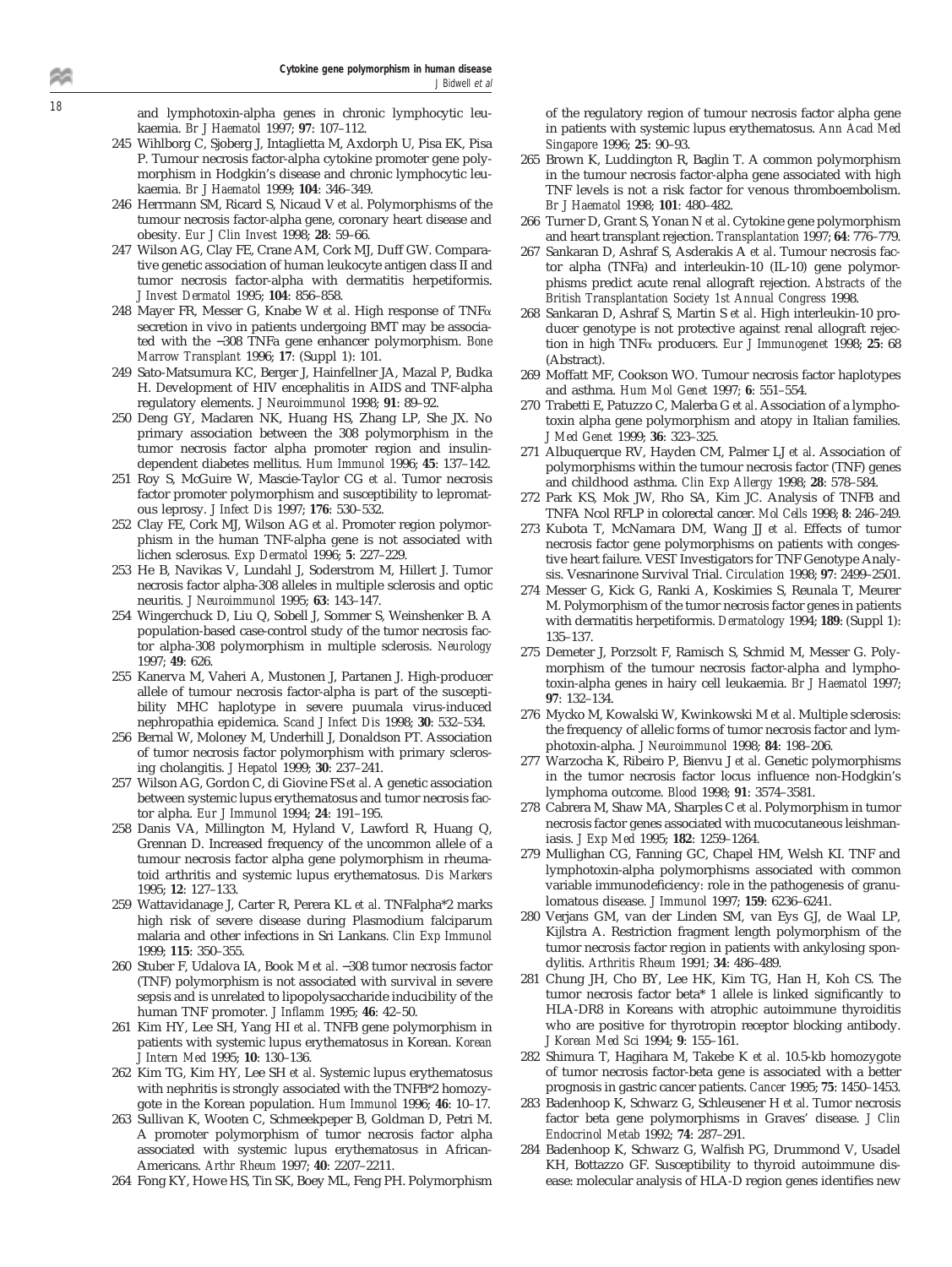and lymphotoxin-alpha genes in chronic lymphocytic leukaemia. *Br J Haematol* 1997; **97**: 107–112.

245 Wihlborg C, Sjoberg J, Intaglietta M, Axdorph U, Pisa EK, Pisa P. Tumour necrosis factor-alpha cytokine promoter gene polymorphism in Hodgkin's disease and chronic lymphocytic leukaemia. *Br J Haematol* 1999; **104**: 346–349.

246 Herrmann SM, Ricard S, Nicaud V *et al*. Polymorphisms of the tumour necrosis factor-alpha gene, coronary heart disease and obesity. *Eur J Clin Invest* 1998; **28**: 59–66.

247 Wilson AG, Clay FE, Crane AM, Cork MJ, Duff GW. Comparative genetic association of human leukocyte antigen class II and tumor necrosis factor-alpha with dermatitis herpetiformis. *J Invest Dermatol* 1995; **104**: 856–858.

248 Mayer FR, Messer G, Knabe W *et al*. High response of TNF$\alpha$ secretion in vivo in patients undergoing BMT may be associated with the −308 TNFa gene enhancer polymorphism. *Bone Marrow Transplant* 1996; **17**: (Suppl 1): 101.

249 Sato-Matsumura KC, Berger J, Hainfellner JA, Mazal P, Budka H. Development of HIV encephalitis in AIDS and TNF-alpha regulatory elements. *J Neuroimmunol* 1998; **91**: 89–92.

250 Deng GY, Maclaren NK, Huang HS, Zhang LP, She JX. No primary association between the 308 polymorphism in the tumor necrosis factor alpha promoter region and insulin-dependent diabetes mellitus. *Hum Immunol* 1996; **45**: 137–142.

251 Roy S, McGuire W, Mascie-Taylor CG *et al*. Tumor necrosis factor promoter polymorphism and susceptibility to lepromatous leprosy. *J Infect Dis* 1997; **176**: 530–532.

252 Clay FE, Cork MJ, Wilson AG *et al*. Promoter region polymorphism in the human TNF-alpha gene is not associated with lichen sclerosus. *Exp Dermatol* 1996; **5**: 227–229.

253 He B, Navikas V, Lundahl J, Soderstrom M, Hillert J. Tumor necrosis factor alpha-308 alleles in multiple sclerosis and optic neuritis. *J Neuroimmunol* 1995; **63**: 143–147.

254 Wingerchuck D, Liu Q, Sobell J, Sommer S, Weinshenker B. A population-based case-control study of the tumor necrosis factor alpha-308 polymorphism in multiple sclerosis. *Neurology* 1997; **49**: 626.

255 Kanerva M, Vaheri A, Mustonen J, Partanen J. High-producer allele of tumour necrosis factor-alpha is part of the susceptibility MHC haplotype in severe puumala virus-induced nephropathia epidemica. *Scand J Infect Dis* 1998; **30**: 532–534.

256 Bernal W, Moloney M, Underhill J, Donaldson PT. Association of tumor necrosis factor polymorphism with primary sclerosing cholangitis. *J Hepatol* 1999; **30**: 237–241.

257 Wilson AG, Gordon C, di Giovine FS *et al*. A genetic association between systemic lupus erythematosus and tumor necrosis factor alpha. *Eur J Immunol* 1994; **24**: 191–195.

258 Danis VA, Millington M, Hyland V, Lawford R, Huang Q, Grennan D. Increased frequency of the uncommon allele of a tumour necrosis factor alpha gene polymorphism in rheumatoid arthritis and systemic lupus erythematosus. *Dis Markers* 1995; **12**: 127–133.

259 Wattavidanage J, Carter R, Perera KL *et al*. TNFalpha*2 marks high risk of severe disease during Plasmodium falciparum malaria and other infections in Sri Lankans. *Clin Exp Immunol* 1999; **115**: 350–355.

260 Stuber F, Udalova IA, Book M *et al*. −308 tumor necrosis factor (TNF) polymorphism is not associated with survival in severe sepsis and is unrelated to lipopolysaccharide inducibility of the human TNF promoter. *J Inflamm* 1995; **46**: 42–50.

261 Kim HY, Lee SH, Yang HI *et al*. TNFB gene polymorphism in patients with systemic lupus erythematosus in Korean. *Korean J Intern Med* 1995; **10**: 130–136.

262 Kim TG, Kim HY, Lee SH *et al*. Systemic lupus erythematosus with nephritis is strongly associated with the TNFB*2 homozygote in the Korean population. *Hum Immunol* 1996; **46**: 10–17.

263 Sullivan K, Wooten C, Schmeekpeper B, Goldman D, Petri M. A promoter polymorphism of tumor necrosis factor alpha associated with systemic lupus erythematosus in African-Americans. *Arthr Rheum* 1997; **40**: 2207–2211.

264 Fong KY, Howe HS, Tin SK, Boey ML, Feng PH. Polymorphism of the regulatory region of tumour necrosis factor alpha gene in patients with systemic lupus erythematosus. *Ann Acad Med Singapore* 1996; **25**: 90–93.

265 Brown K, Luddington R, Baglin T. A common polymorphism in the tumour necrosis factor-alpha gene associated with high TNF levels is not a risk factor for venous thromboembolism. *Br J Haematol* 1998; **101**: 480–482.

266 Turner D, Grant S, Yonan N *et al*. Cytokine gene polymorphism and heart transplant rejection. *Transplantation* 1997; **64**: 776–779.

267 Sankaran D, Ashraf S, Asderakis A *et al*. Tumour necrosis factor alpha (TNFa) and interleukin-10 (IL-10) gene polymorphisms predict acute renal allograft rejection. *Abstracts of the British Transplantation Society 1st Annual Congress* 1998.

268 Sankaran D, Ashraf S, Martin S *et al*. High interleukin-10 producer genotype is not protective against renal allograft rejection in high TNF$\alpha$ producers. *Eur J Immunogenet* 1998; **25**: 68 (Abstract).

269 Moffatt MF, Cookson WO. Tumour necrosis factor haplotypes and asthma. *Hum Mol Genet* 1997; **6**: 551–554.

270 Trabetti E, Patuzzo C, Malerba G *et al*. Association of a lymphotoxin alpha gene polymorphism and atopy in Italian families. *J Med Genet* 1999; **36**: 323–325.

271 Albuquerque RV, Hayden CM, Palmer LJ *et al*. Association of polymorphisms within the tumour necrosis factor (TNF) genes and childhood asthma. *Clin Exp Allergy* 1998; **28**: 578–584.

272 Park KS, Mok JW, Rho SA, Kim JC. Analysis of TNFB and TNFA NcoI RFLP in colorectal cancer. *Mol Cells* 1998; **8**: 246–249.

273 Kubota T, McNamara DM, Wang JJ *et al*. Effects of tumor necrosis factor gene polymorphisms on patients with congestive heart failure. VEST Investigators for TNF Genotype Analysis. Vesnarinone Survival Trial. *Circulation* 1998; **97**: 2499–2501.

274 Messer G, Kick G, Ranki A, Koskimies S, Reunala T, Meurer M. Polymorphism of the tumor necrosis factor genes in patients with dermatitis herpetiformis. *Dermatology* 1994; **189**: (Suppl 1): 135–137.

275 Demeter J, Porzsolt F, Ramisch S, Schmid M, Messer G. Polymorphism of the tumour necrosis factor-alpha and lymphotoxin-alpha genes in hairy cell leukaemia. *Br J Haematol* 1997; **97**: 132–134.

276 Mycko M, Kowalski W, Kwinkowski M *et al*. Multiple sclerosis: the frequency of allelic forms of tumor necrosis factor and lymphotoxin-alpha. *J Neuroimmunol* 1998; **84**: 198–206.

277 Warzocha K, Ribeiro P, Bienvu J *et al*. Genetic polymorphisms in the tumor necrosis factor locus influence non-Hodgkin's lymphoma outcome. *Blood* 1998; **91**: 3574–3581.

278 Cabrera M, Shaw MA, Sharples C *et al*. Polymorphism in tumor necrosis factor genes associated with mucocutaneous leishmaniasis. *J Exp Med* 1995; **182**: 1259–1264.

279 Mullighan CG, Fanning GC, Chapel HM, Welsh KI. TNF and lymphotoxin-alpha polymorphisms associated with common variable immunodeficiency: role in the pathogenesis of granulomatous disease. *J Immunol* 1997; **159**: 6236–6241.

280 Verjans GM, van der Linden SM, van Eys GJ, de Waal LP, Kijlstra A. Restriction fragment length polymorphism of the tumor necrosis factor region in patients with ankylosing spondylitis. *Arthritis Rheum* 1991; **34**: 486–489.

281 Chung JH, Cho BY, Lee HK, Kim TG, Han H, Koh CS. The tumor necrosis factor beta* 1 allele is linked significantly to HLA-DR8 in Koreans with atrophic autoimmune thyroiditis who are positive for thyrotropin receptor blocking antibody. *J Korean Med Sci* 1994; **9**: 155–161.

282 Shimura T, Hagihara M, Takebe K *et al*. 10.5-kb homozygote of tumor necrosis factor-beta gene is associated with a better prognosis in gastric cancer patients. *Cancer* 1995; **75**: 1450–1453.

283 Badenhoop K, Schwarz G, Schleusener H *et al*. Tumor necrosis factor beta gene polymorphisms in Graves' disease. *J Clin Endocrinol Metab* 1992; **74**: 287–291.

284 Badenhoop K, Schwarz G, Walfish PG, Drummond V, Usadel KH, Bottazzo GF. Susceptibility to thyroid autoimmune disease: molecular analysis of HLA-D region genes identifies new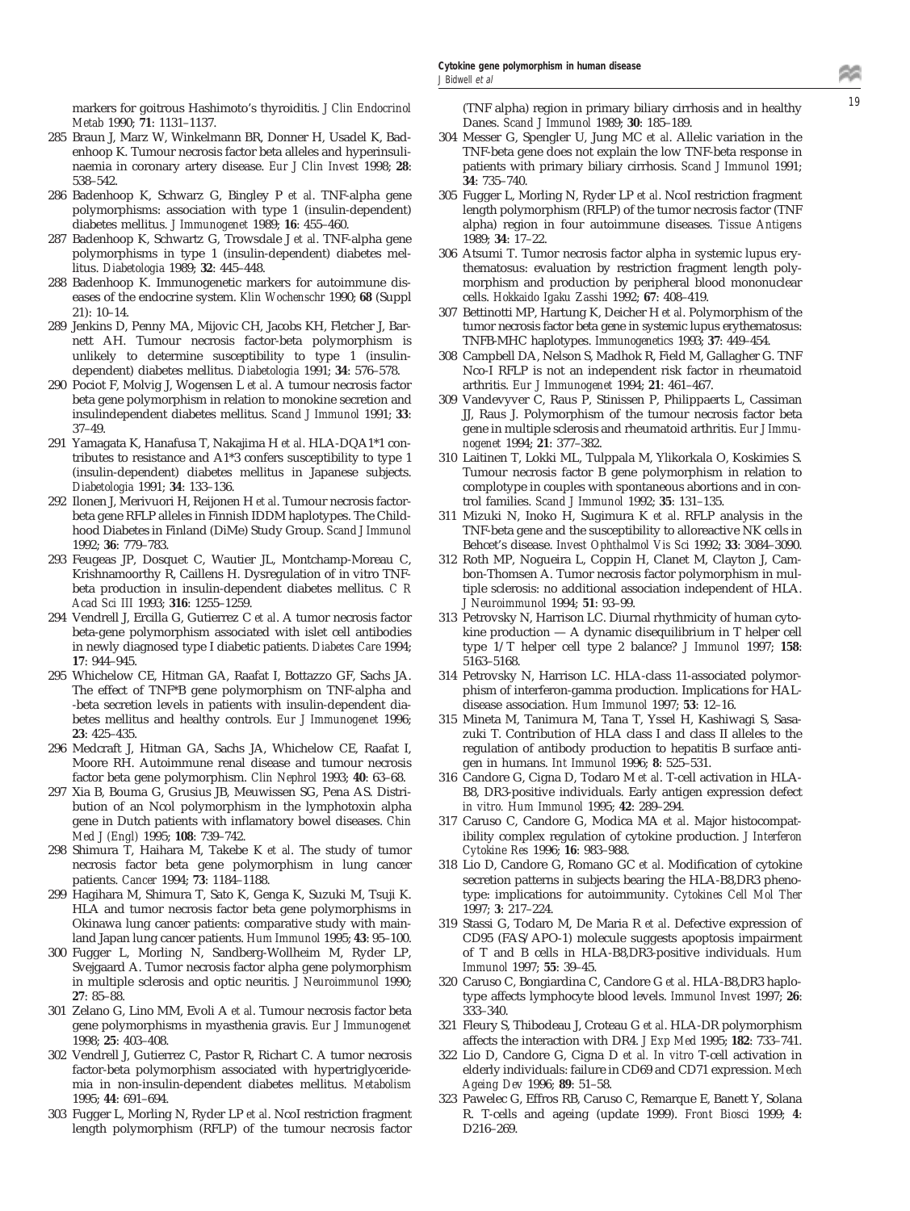markers for goitrous Hashimoto's thyroiditis. *J Clin Endocrinol Metab* 1990; **71**: 1131–1137.

285 Braun J, Marz W, Winkelmann BR, Donner H, Usadel K, Badenhoop K. Tumour necrosis factor beta alleles and hyperinsulinaemia in coronary artery disease. *Eur J Clin Invest* 1998; **28**: 538–542.

286 Badenhoop K, Schwarz G, Bingley P *et al*. TNF-alpha gene polymorphisms: association with type 1 (insulin-dependent) diabetes mellitus. *J Immunogenet* 1989; **16**: 455–460.

287 Badenhoop K, Schwartz G, Trowsdale J *et al*. TNF-alpha gene polymorphisms in type 1 (insulin-dependent) diabetes mellitus. *Diabetologia* 1989; **32**: 445–448.

288 Badenhoop K. Immunogenetic markers for autoimmune diseases of the endocrine system. *Klin Wochenschr* 1990; **68** (Suppl 21): 10–14.

289 Jenkins D, Penny MA, Mijovic CH, Jacobs KH, Fletcher J, Barnett AH. Tumour necrosis factor-beta polymorphism is unlikely to determine susceptibility to type 1 (insulin-dependent) diabetes mellitus. *Diabetologia* 1991; **34**: 576–578.

290 Pociot F, Molvig J, Wogensen L *et al*. A tumour necrosis factor beta gene polymorphism in relation to monokine secretion and insulindependent diabetes mellitus. *Scand J Immunol* 1991; **33**: 37–49.

291 Yamagata K, Hanafusa T, Nakajima H *et al*. HLA-DQA1*1 contributes to resistance and A1*3 confers susceptibility to type 1 (insulin-dependent) diabetes mellitus in Japanese subjects. *Diabetologia* 1991; **34**: 133–136.

292 Ilonen J, Merivuori H, Reijonen H *et al*. Tumour necrosis factor-beta gene RFLP alleles in Finnish IDDM haplotypes. The Childhood Diabetes in Finland (DiMe) Study Group. *Scand J Immunol* 1992; **36**: 779–783.

293 Feugeas JP, Dosquet C, Wautier JL, Montchamp-Moreau C, Krishnamoorthy R, Caillens H. Dysregulation of in vitro TNF-beta production in insulin-dependent diabetes mellitus. *C R Acad Sci III* 1993; **316**: 1255–1259.

294 Vendrell J, Ercilla G, Gutierrez C *et al*. A tumor necrosis factor beta-gene polymorphism associated with islet cell antibodies in newly diagnosed type I diabetic patients. *Diabetes Care* 1994; **17**: 944–945.

295 Whichelow CE, Hitman GA, Raafat I, Bottazzo GF, Sachs JA. The effect of TNF*B gene polymorphism on TNF-alpha and -beta secretion levels in patients with insulin-dependent diabetes mellitus and healthy controls. *Eur J Immunogenet* 1996; **23**: 425–435.

296 Medcraft J, Hitman GA, Sachs JA, Whichelow CE, Raafat I, Moore RH. Autoimmune renal disease and tumour necrosis factor beta gene polymorphism. *Clin Nephrol* 1993; **40**: 63–68.

297 Xia B, Bouma G, Grusius JB, Meuwissen SG, Pena AS. Distribution of an NcoI polymorphism in the lymphotoxin alpha gene in Dutch patients with inflamatory bowel diseases. *Chin Med J (Engl)* 1995; **108**: 739–742.

298 Shimura T, Haihara M, Takebe K *et al*. The study of tumor necrosis factor beta gene polymorphism in lung cancer patients. *Cancer* 1994; **73**: 1184–1188.

299 Hagihara M, Shimura T, Sato K, Genga K, Suzuki M, Tsuji K. HLA and tumor necrosis factor beta gene polymorphisms in Okinawa lung cancer patients: comparative study with mainland Japan lung cancer patients. *Hum Immunol* 1995; **43**: 95–100.

300 Fugger L, Morling N, Sandberg-Wollheim M, Ryder LP, Svejgaard A. Tumor necrosis factor alpha gene polymorphism in multiple sclerosis and optic neuritis. *J Neuroimmunol* 1990; **27**: 85–88.

301 Zelano G, Lino MM, Evoli A *et al*. Tumour necrosis factor beta gene polymorphisms in myasthenia gravis. *Eur J Immunogenet* 1998; **25**: 403–408.

302 Vendrell J, Gutierrez C, Pastor R, Richart C. A tumor necrosis factor-beta polymorphism associated with hypertriglyceridemia in non-insulin-dependent diabetes mellitus. *Metabolism* 1995; **44**: 691–694.

303 Fugger L, Morling N, Ryder LP *et al*. NcoI restriction fragment length polymorphism (RFLP) of the tumour necrosis factor (TNF alpha) region in primary biliary cirrhosis and in healthy Danes. *Scand J Immunol* 1989; **30**: 185–189.

304 Messer G, Spengler U, Jung MC *et al*. Allelic variation in the TNF-beta gene does not explain the low TNF-beta response in patients with primary biliary cirrhosis. *Scand J Immunol* 1991; **34**: 735–740.

305 Fugger L, Morling N, Ryder LP *et al*. NcoI restriction fragment length polymorphism (RFLP) of the tumor necrosis factor (TNF alpha) region in four autoimmune diseases. *Tissue Antigens* 1989; **34**: 17–22.

306 Atsumi T. Tumor necrosis factor alpha in systemic lupus erythematosus: evaluation by restriction fragment length polymorphism and production by peripheral blood mononuclear cells. *Hokkaido Igaku Zasshi* 1992; **67**: 408–419.

307 Bettinotti MP, Hartung K, Deicher H *et al*. Polymorphism of the tumor necrosis factor beta gene in systemic lupus erythematosus: TNFB-MHC haplotypes. *Immunogenetics* 1993; **37**: 449–454.

308 Campbell DA, Nelson S, Madhok R, Field M, Gallagher G. TNF Nco-I RFLP is not an independent risk factor in rheumatoid arthritis. *Eur J Immunogenet* 1994; **21**: 461–467.

309 Vandevyver C, Raus P, Stinissen P, Philippaerts L, Cassiman JJ, Raus J. Polymorphism of the tumour necrosis factor beta gene in multiple sclerosis and rheumatoid arthritis. *Eur J Immunogenet* 1994; **21**: 377–382.

310 Laitinen T, Lokki ML, Tulppala M, Ylikorkala O, Koskimies S. Tumour necrosis factor B gene polymorphism in relation to complotype in couples with spontaneous abortions and in control families. *Scand J Immunol* 1992; **35**: 131–135.

311 Mizuki N, Inoko H, Sugimura K *et al*. RFLP analysis in the TNF-beta gene and the susceptibility to alloreactive NK cells in Behcet's disease. *Invest Ophthalmol Vis Sci* 1992; **33**: 3084–3090.

312 Roth MP, Nogueira L, Coppin H, Clanet M, Clayton J, Cambon-Thomsen A. Tumor necrosis factor polymorphism in multiple sclerosis: no additional association independent of HLA. *J Neuroimmunol* 1994; **51**: 93–99.

313 Petrovsky N, Harrison LC. Diurnal rhythmicity of human cytokine production — A dynamic disequilibrium in T helper cell type 1/T helper cell type 2 balance? *J Immunol* 1997; **158**: 5163–5168.

314 Petrovsky N, Harrison LC. HLA-class 11-associated polymorphism of interferon-gamma production. Implications for HAL-disease association. *Hum Immunol* 1997; **53**: 12–16.

315 Mineta M, Tanimura M, Tana T, Yssel H, Kashiwagi S, Sasazuki T. Contribution of HLA class I and class II alleles to the regulation of antibody production to hepatitis B surface antigen in humans. *Int Immunol* 1996; **8**: 525–531.

316 Candore G, Cigna D, Todaro M *et al*. T-cell activation in HLA-B8, DR3-positive individuals. Early antigen expression defect *in vitro*. *Hum Immunol* 1995; **42**: 289–294.

317 Caruso C, Candore G, Modica MA *et al*. Major histocompatibility complex regulation of cytokine production. *J Interferon Cytokine Res* 1996; **16**: 983–988.

318 Lio D, Candore G, Romano GC *et al*. Modification of cytokine secretion patterns in subjects bearing the HLA-B8,DR3 phenotype: implications for autoimmunity. *Cytokines Cell Mol Ther* 1997; **3**: 217–224.

319 Stassi G, Todaro M, De Maria R *et al*. Defective expression of CD95 (FAS/APO-1) molecule suggests apoptosis impairment of T and B cells in HLA-B8,DR3-positive individuals. *Hum Immunol* 1997; **55**: 39–45.

320 Caruso C, Bongiardina C, Candore G *et al*. HLA-B8,DR3 haplotype affects lymphocyte blood levels. *Immunol Invest* 1997; **26**: 333–340.

321 Fleury S, Thibodeau J, Croteau G *et al*. HLA-DR polymorphism affects the interaction with DR4. *J Exp Med* 1995; **182**: 733–741.

322 Lio D, Candore G, Cigna D *et al*. *In vitro* T-cell activation in elderly individuals: failure in CD69 and CD71 expression. *Mech Ageing Dev* 1996; **89**: 51–58.

323 Pawelec G, Effros RB, Caruso C, Remarque E, Banett Y, Solana R. T-cells and ageing (update 1999). *Front Biosci* 1999; **4**: D216–269.